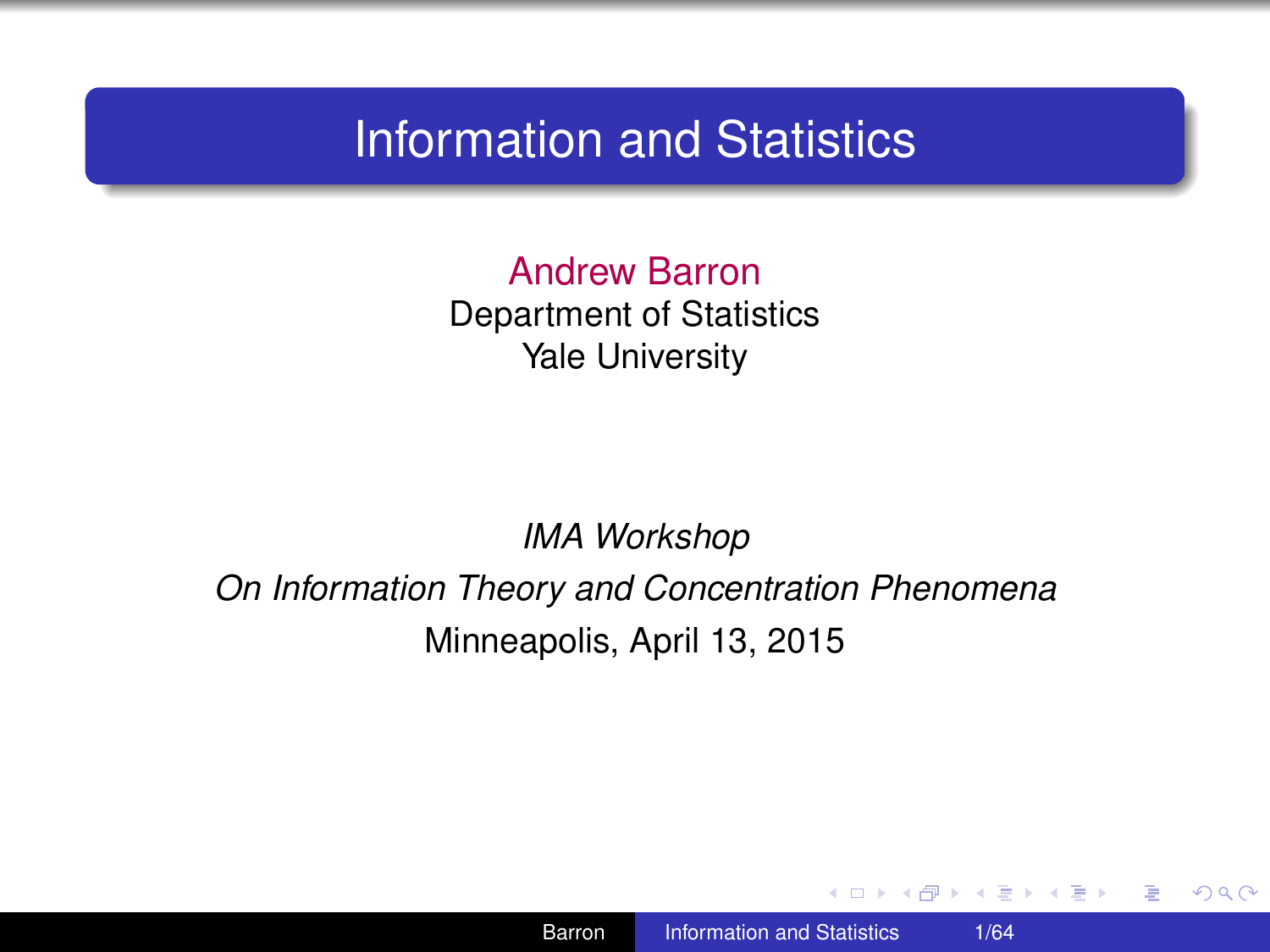# Information and Statistics

Andrew Barron
Department of Statistics
Yale University

*IMA Workshop*
*On Information Theory and Concentration Phenomena*
Minneapolis, April 13, 2015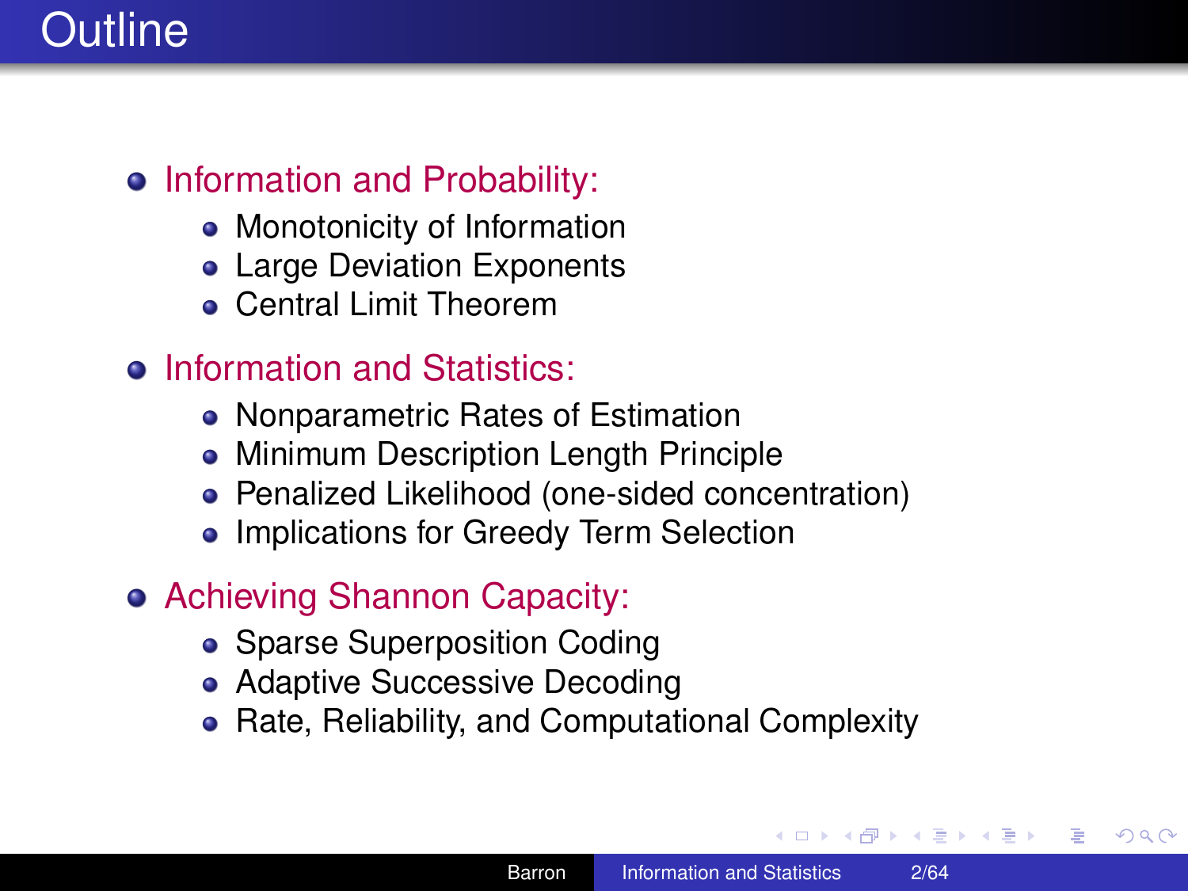# Outline

- Information and Probability:
  - Monotonicity of Information
  - Large Deviation Exponents
  - Central Limit Theorem
- Information and Statistics:
  - Nonparametric Rates of Estimation
  - Minimum Description Length Principle
  - Penalized Likelihood (one-sided concentration)
  - Implications for Greedy Term Selection
- Achieving Shannon Capacity:
  - Sparse Superposition Coding
  - Adaptive Successive Decoding
  - Rate, Reliability, and Computational Complexity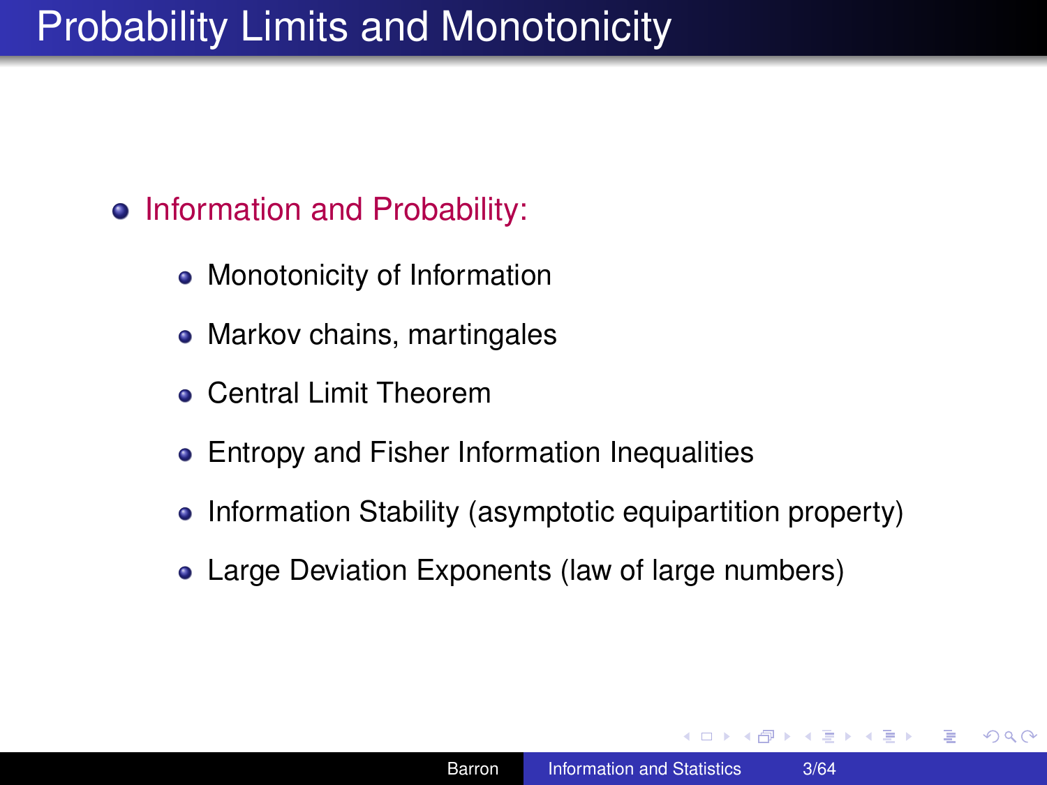# Probability Limits and Monotonicity

- Information and Probability:
  - Monotonicity of Information
  - Markov chains, martingales
  - Central Limit Theorem
  - Entropy and Fisher Information Inequalities
  - Information Stability (asymptotic equipartition property)
  - Large Deviation Exponents (law of large numbers)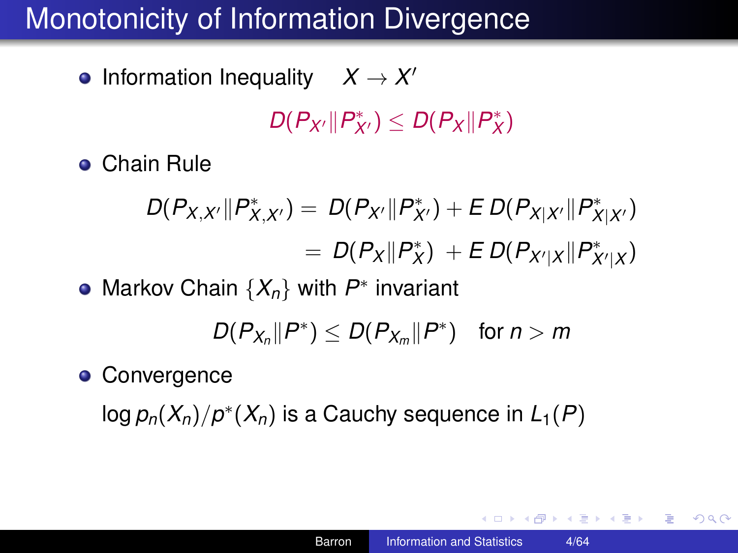# Monotonicity of Information Divergence

- Information Inequality $\quad X \to X'$

$$D(P_{X'} \| P^*_{X'}) \leq D(P_X \| P^*_X)$$

- Chain Rule

$$\begin{aligned} D(P_{X,X'} \| P^*_{X,X'}) &= D(P_{X'} \| P^*_{X'}) + E\, D(P_{X|X'} \| P^*_{X|X'}) \\ &= D(P_X \| P^*_X) + E\, D(P_{X'|X} \| P^*_{X'|X}) \end{aligned}$$

- Markov Chain $\{X_n\}$ with $P^*$ invariant

$$D(P_{X_n} \| P^*) \leq D(P_{X_m} \| P^*) \quad \text{for } n > m$$

- Convergence

  $\log p_n(X_n)/p^*(X_n)$ is a Cauchy sequence in $L_1(P)$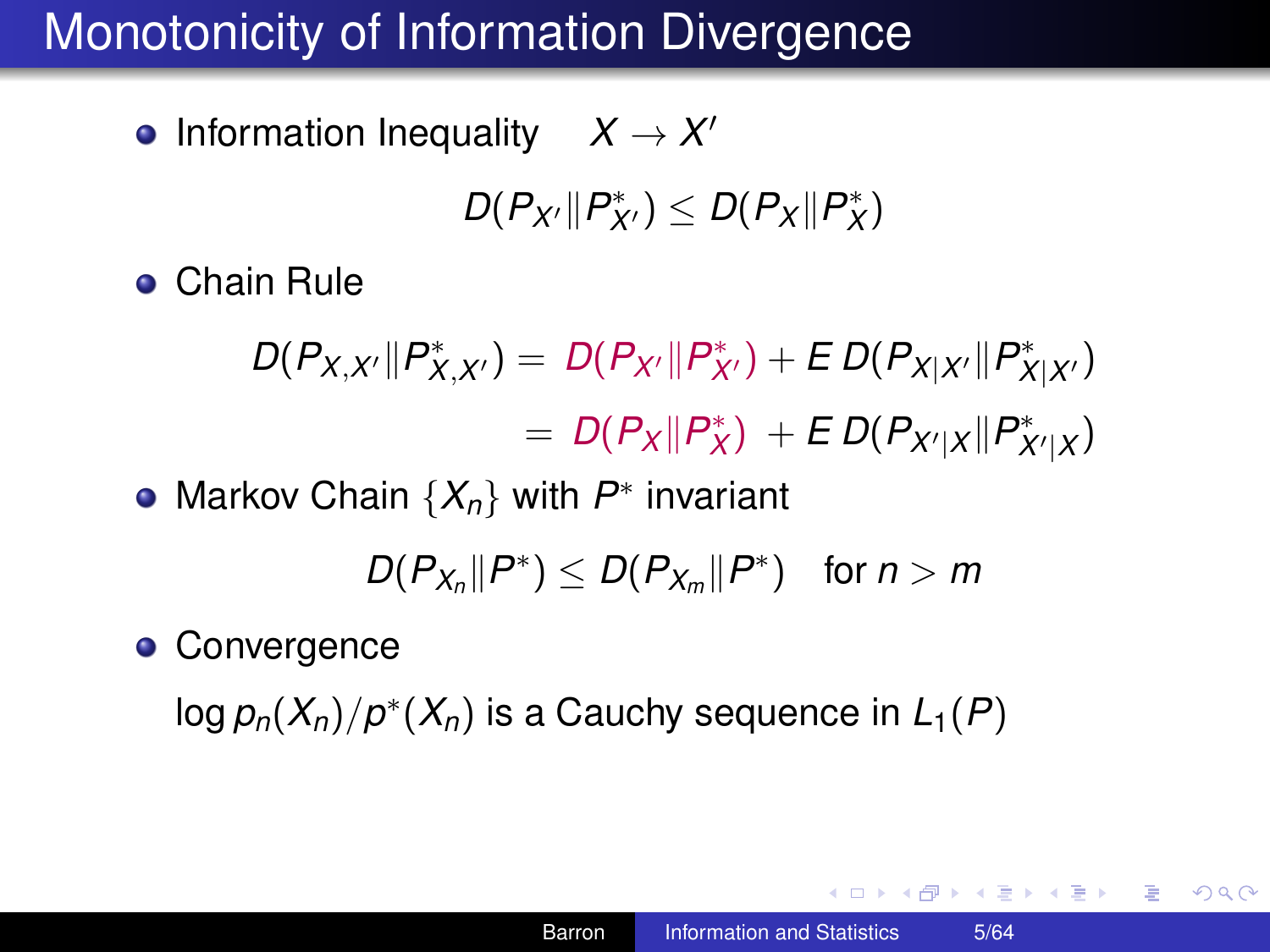# Monotonicity of Information Divergence

- Information Inequality $\quad X \to X'$

$$D(P_{X'} \| P^*_{X'}) \le D(P_X \| P^*_X)$$

- Chain Rule

$$\begin{aligned} D(P_{X,X'} \| P^*_{X,X'}) &= D(P_{X'} \| P^*_{X'}) + E\, D(P_{X|X'} \| P^*_{X|X'}) \\ &= D(P_X \| P^*_X) + E\, D(P_{X'|X} \| P^*_{X'|X}) \end{aligned}$$

- Markov Chain $\{X_n\}$ with $P^*$ invariant

$$D(P_{X_n} \| P^*) \le D(P_{X_m} \| P^*) \quad \text{for } n > m$$

- Convergence

  $\log p_n(X_n)/p^*(X_n)$ is a Cauchy sequence in $L_1(P)$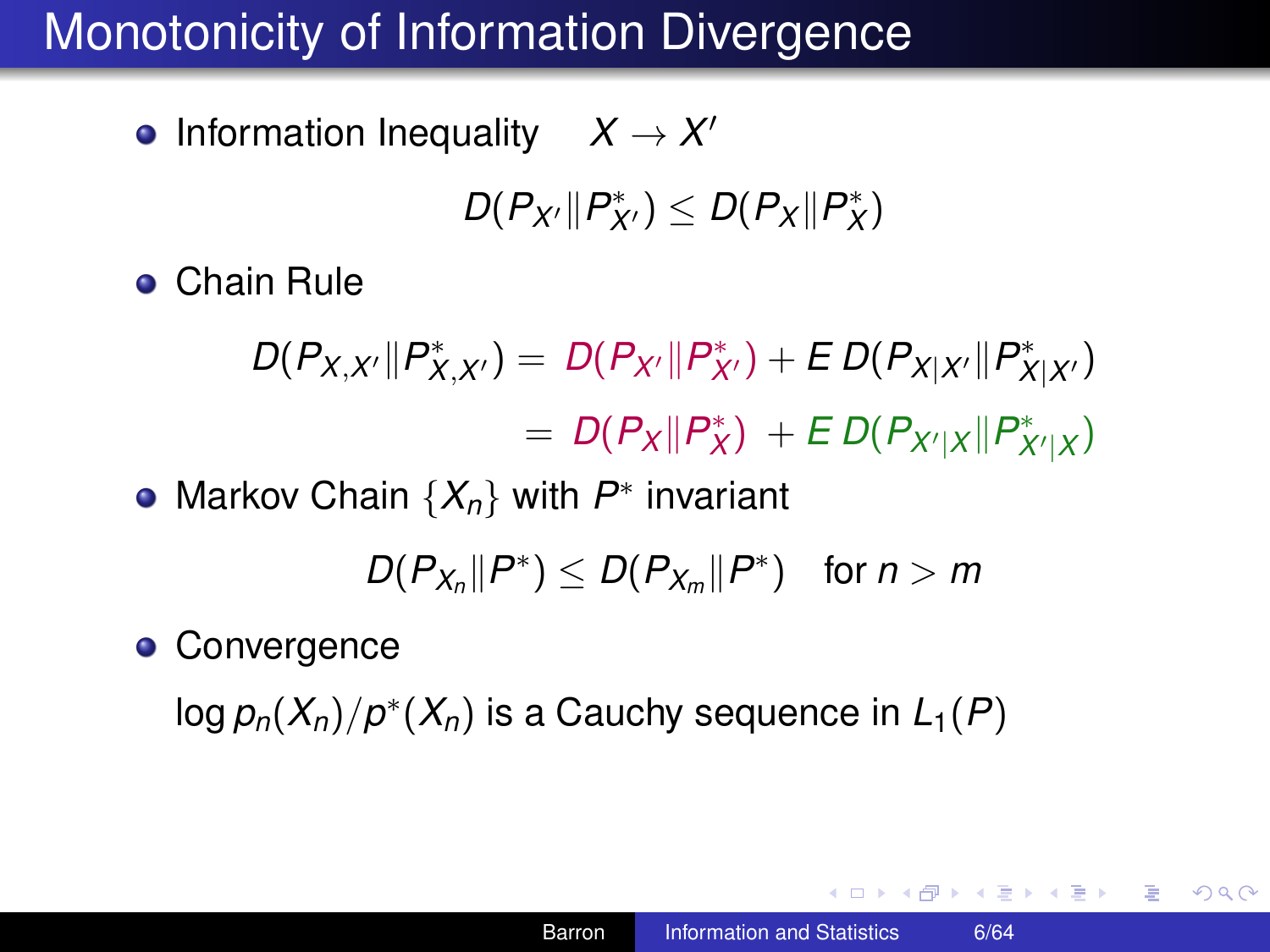# Monotonicity of Information Divergence

- Information Inequality $X \to X'$

$$D(P_{X'} \| P^*_{X'}) \leq D(P_X \| P^*_X)$$

- Chain Rule

$$D(P_{X,X'} \| P^*_{X,X'}) = D(P_{X'} \| P^*_{X'}) + E\, D(P_{X|X'} \| P^*_{X|X'})$$

$$= D(P_X \| P^*_X) + E\, D(P_{X'|X} \| P^*_{X'|X})$$

- Markov Chain $\{X_n\}$ with $P^*$ invariant

$$D(P_{X_n} \| P^*) \leq D(P_{X_m} \| P^*) \quad \text{for } n > m$$

- Convergence

  $\log p_n(X_n)/p^*(X_n)$ is a Cauchy sequence in $L_1(P)$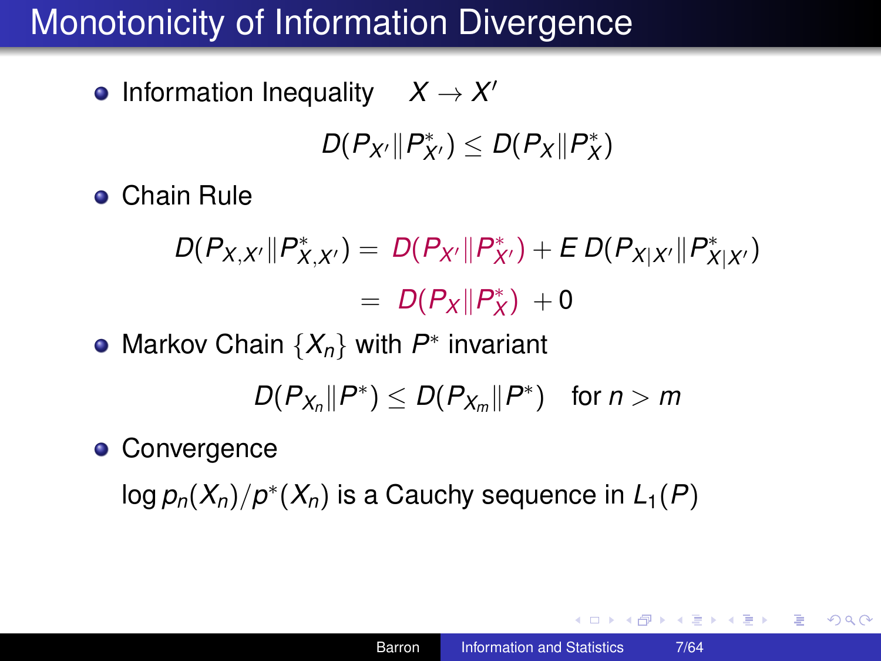# Monotonicity of Information Divergence

- Information Inequality $\quad X \to X'$

$$D(P_{X'} \| P^*_{X'}) \le D(P_X \| P^*_X)$$

- Chain Rule

$$\begin{aligned} D(P_{X,X'} \| P^*_{X,X'}) &= D(P_{X'} \| P^*_{X'}) + E\, D(P_{X|X'} \| P^*_{X|X'}) \\ &= D(P_X \| P^*_X) + 0 \end{aligned}$$

- Markov Chain $\{X_n\}$ with $P^*$ invariant

$$D(P_{X_n} \| P^*) \le D(P_{X_m} \| P^*) \quad \text{for } n > m$$

- Convergence

  $\log p_n(X_n)/p^*(X_n)$ is a Cauchy sequence in $L_1(P)$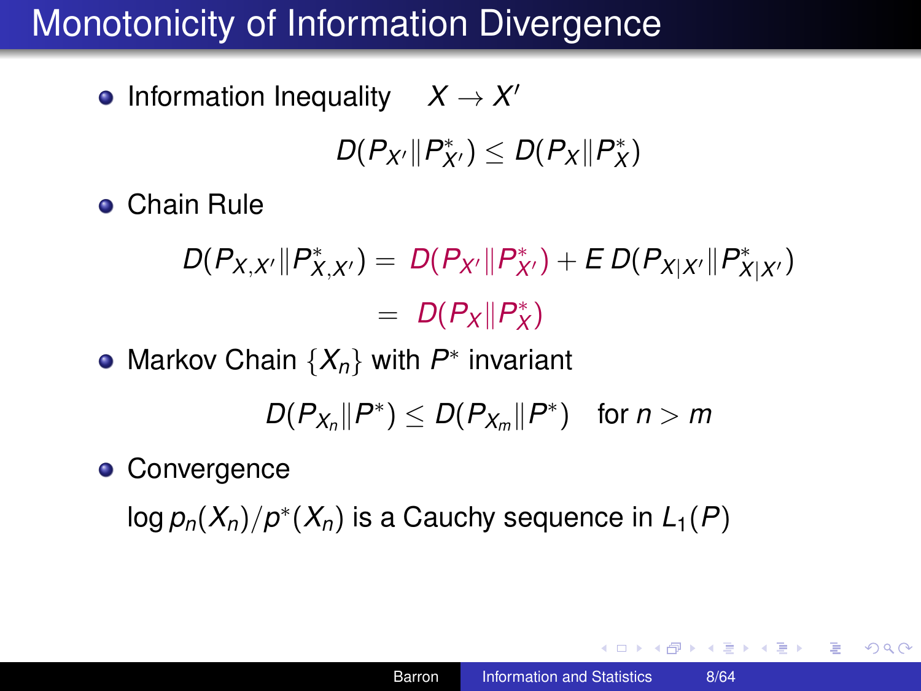# Monotonicity of Information Divergence

- Information Inequality $X \to X'$

$$D(P_{X'} \| P^*_{X'}) \le D(P_X \| P^*_X)$$

- Chain Rule

$$\begin{aligned} D(P_{X,X'} \| P^*_{X,X'}) &= D(P_{X'} \| P^*_{X'}) + E\, D(P_{X|X'} \| P^*_{X|X'}) \\ &= D(P_X \| P^*_X) \end{aligned}$$

- Markov Chain $\{X_n\}$ with $P^*$ invariant

$$D(P_{X_n} \| P^*) \le D(P_{X_m} \| P^*) \quad \text{for } n > m$$

- Convergence

  $\log p_n(X_n)/p^*(X_n)$ is a Cauchy sequence in $L_1(P)$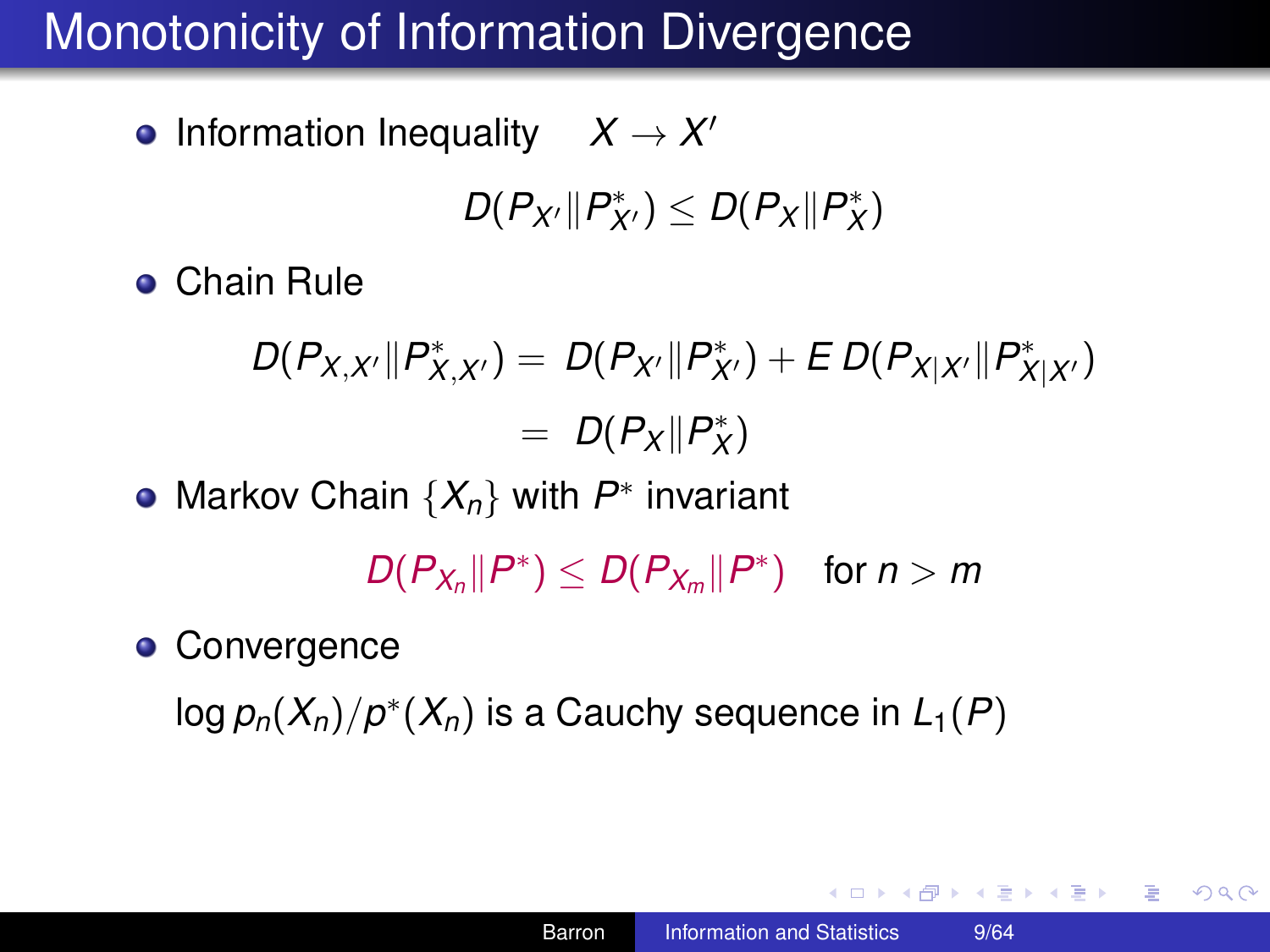# Monotonicity of Information Divergence

- Information Inequality $\quad X \to X'$

$$D(P_{X'} \| P^*_{X'}) \leq D(P_X \| P^*_X)$$

- Chain Rule

$$\begin{aligned} D(P_{X,X'} \| P^*_{X,X'}) &= D(P_{X'} \| P^*_{X'}) + E\, D(P_{X|X'} \| P^*_{X|X'}) \\ &= D(P_X \| P^*_X) \end{aligned}$$

- Markov Chain $\{X_n\}$ with $P^*$ invariant

$$D(P_{X_n} \| P^*) \leq D(P_{X_m} \| P^*) \quad \text{for } n > m$$

- Convergence

  $\log p_n(X_n)/p^*(X_n)$ is a Cauchy sequence in $L_1(P)$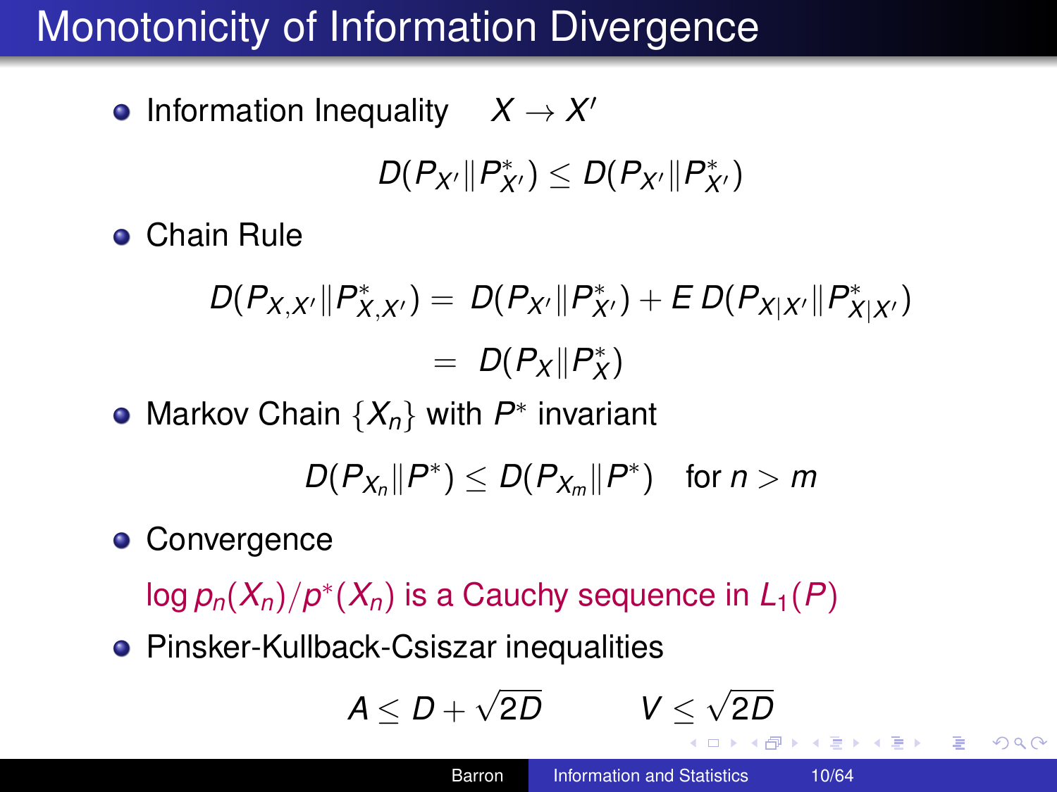# Monotonicity of Information Divergence

- Information Inequality $\quad X \to X'$

$$D(P_{X'} \| P^*_{X'}) \leq D(P_{X'} \| P^*_{X'})$$

- Chain Rule

$$\begin{aligned} D(P_{X,X'} \| P^*_{X,X'}) &= D(P_{X'} \| P^*_{X'}) + E\, D(P_{X|X'} \| P^*_{X|X'}) \\ &= D(P_X \| P^*_X) \end{aligned}$$

- Markov Chain $\{X_n\}$ with $P^*$ invariant

$$D(P_{X_n} \| P^*) \leq D(P_{X_m} \| P^*) \quad \text{for } n > m$$

- Convergence

  $\log p_n(X_n)/p^*(X_n)$ is a Cauchy sequence in $L_1(P)$

- Pinsker-Kullback-Csiszar inequalities

$$A \leq D + \sqrt{2D} \qquad\qquad V \leq \sqrt{2D}$$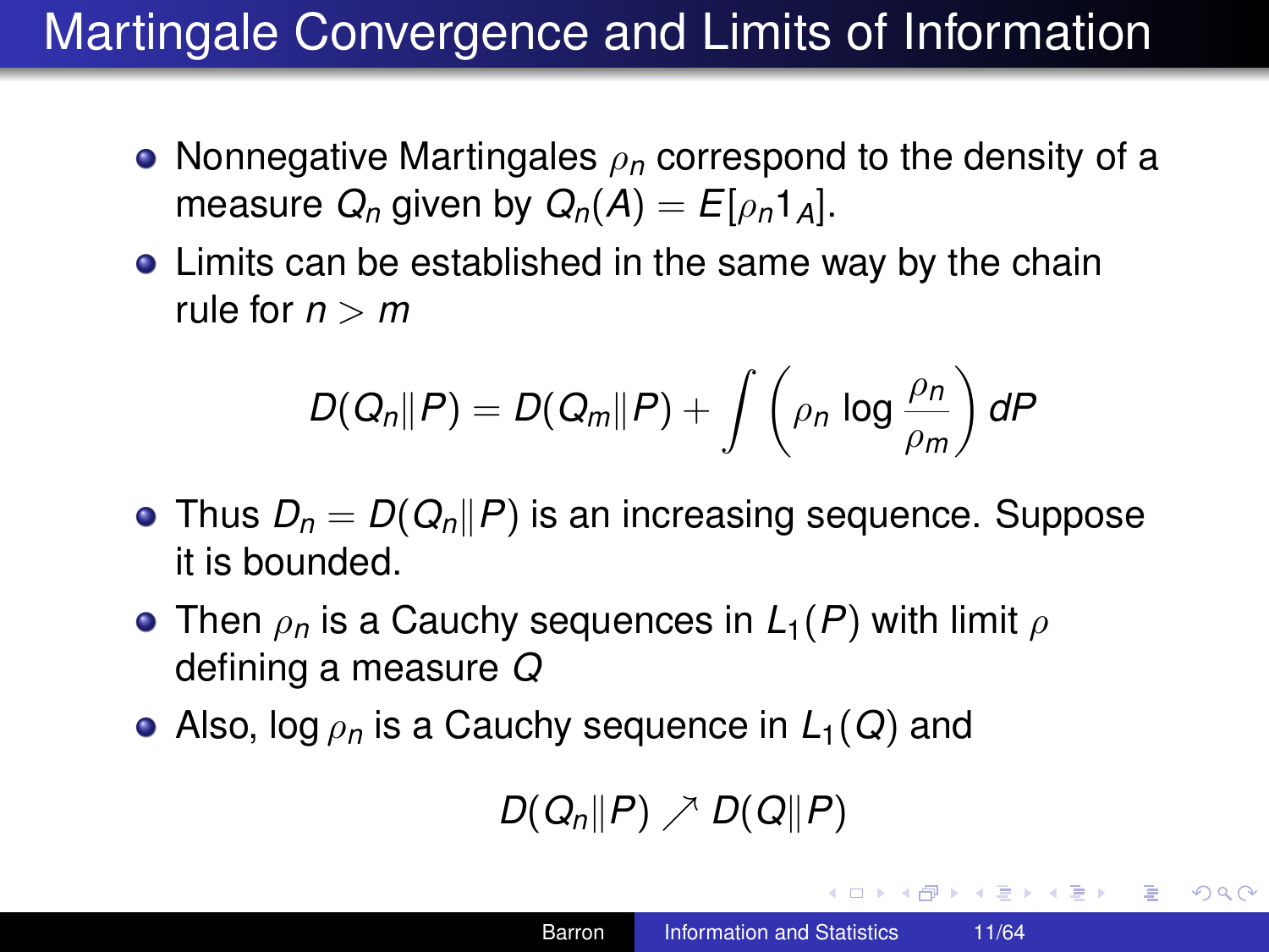# Martingale Convergence and Limits of Information

- Nonnegative Martingales $\rho_n$ correspond to the density of a measure $Q_n$ given by $Q_n(A) = E[\rho_n 1_A]$.
- Limits can be established in the same way by the chain rule for $n > m$

$$D(Q_n \| P) = D(Q_m \| P) + \int \left( \rho_n \log \frac{\rho_n}{\rho_m} \right) dP$$

- Thus $D_n = D(Q_n \| P)$ is an increasing sequence. Suppose it is bounded.
- Then $\rho_n$ is a Cauchy sequences in $L_1(P)$ with limit $\rho$ defining a measure $Q$
- Also, $\log \rho_n$ is a Cauchy sequence in $L_1(Q)$ and

$$D(Q_n \| P) \nearrow D(Q \| P)$$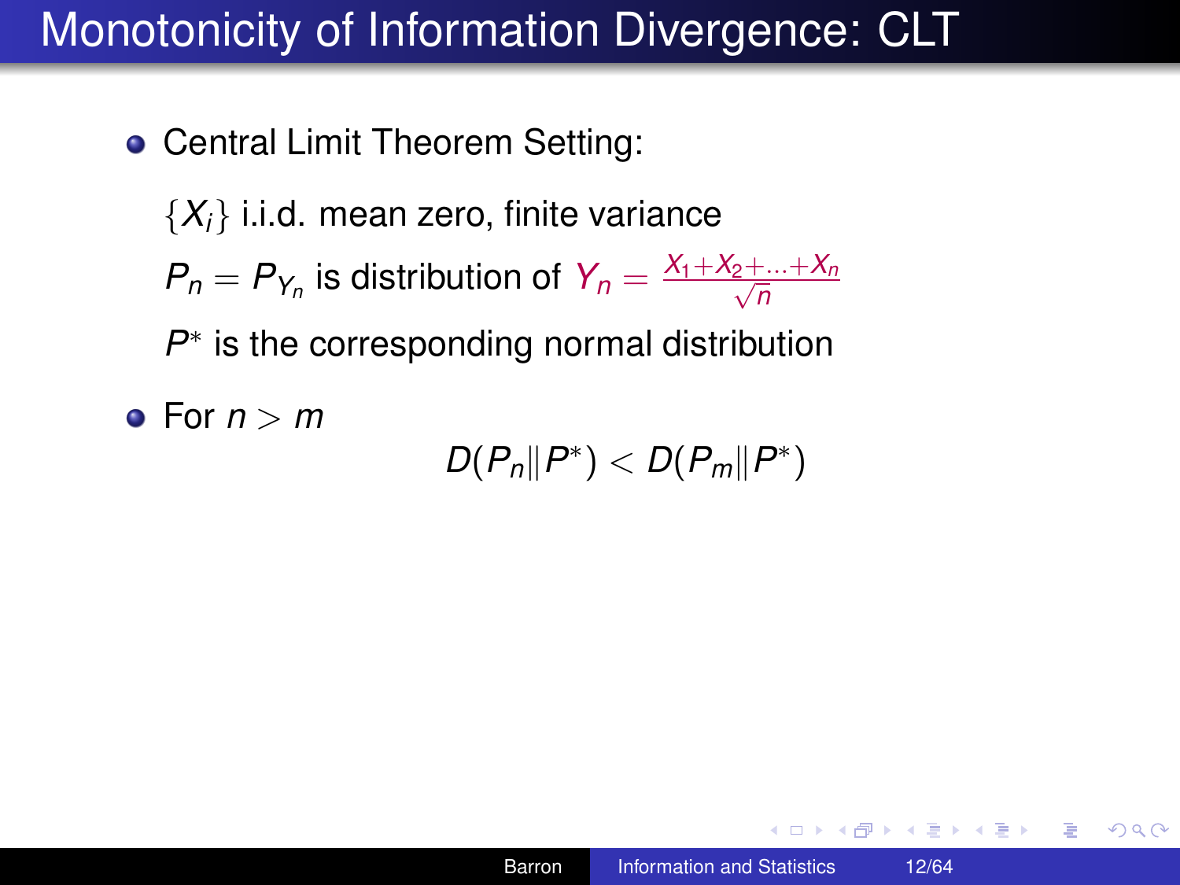# Monotonicity of Information Divergence: CLT

- Central Limit Theorem Setting:

  $\{X_i\}$ i.i.d. mean zero, finite variance

  $P_n = P_{Y_n}$ is distribution of $Y_n = \frac{X_1 + X_2 + \ldots + X_n}{\sqrt{n}}$

  $P^*$ is the corresponding normal distribution

- For $n > m$

$$D(P_n \| P^*) < D(P_m \| P^*)$$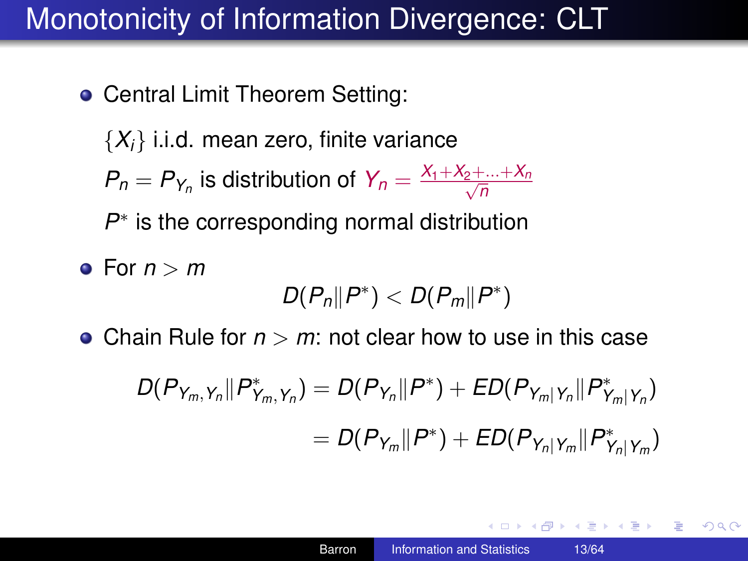# Monotonicity of Information Divergence: CLT

- Central Limit Theorem Setting:

  $\{X_i\}$ i.i.d. mean zero, finite variance

  $P_n = P_{Y_n}$ is distribution of $Y_n = \frac{X_1 + X_2 + \ldots + X_n}{\sqrt{n}}$

  $P^*$ is the corresponding normal distribution

- For $n > m$

$$D(P_n \| P^*) < D(P_m \| P^*)$$

- Chain Rule for $n > m$: not clear how to use in this case

$$D(P_{Y_m, Y_n} \| P^*_{Y_m, Y_n}) = D(P_{Y_n} \| P^*) + ED(P_{Y_m | Y_n} \| P^*_{Y_m | Y_n})$$

$$= D(P_{Y_m} \| P^*) + ED(P_{Y_n | Y_m} \| P^*_{Y_n | Y_m})$$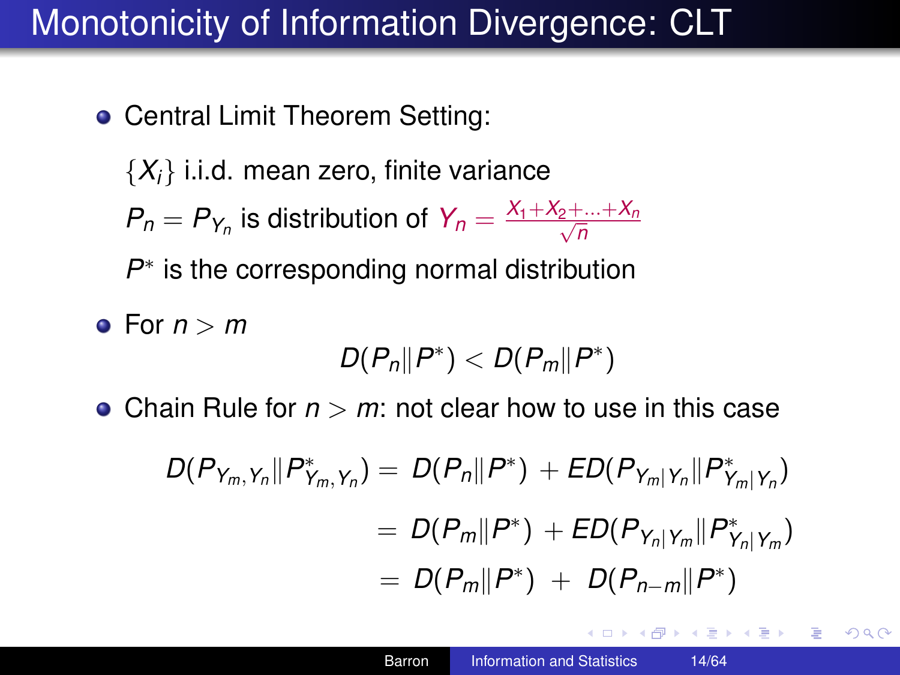# Monotonicity of Information Divergence: CLT

- Central Limit Theorem Setting:

  $\{X_i\}$ i.i.d. mean zero, finite variance

  $P_n = P_{Y_n}$ is distribution of $Y_n = \frac{X_1 + X_2 + \ldots + X_n}{\sqrt{n}}$

  $P^*$ is the corresponding normal distribution

- For $n > m$

$$D(P_n \| P^*) < D(P_m \| P^*)$$

- Chain Rule for $n > m$: not clear how to use in this case

$$
\begin{aligned}
D(P_{Y_m, Y_n} \| P^*_{Y_m, Y_n}) &= D(P_n \| P^*) + ED(P_{Y_m | Y_n} \| P^*_{Y_m | Y_n}) \\
&= D(P_m \| P^*) + ED(P_{Y_n | Y_m} \| P^*_{Y_n | Y_m}) \\
&= D(P_m \| P^*) + D(P_{n-m} \| P^*)
\end{aligned}
$$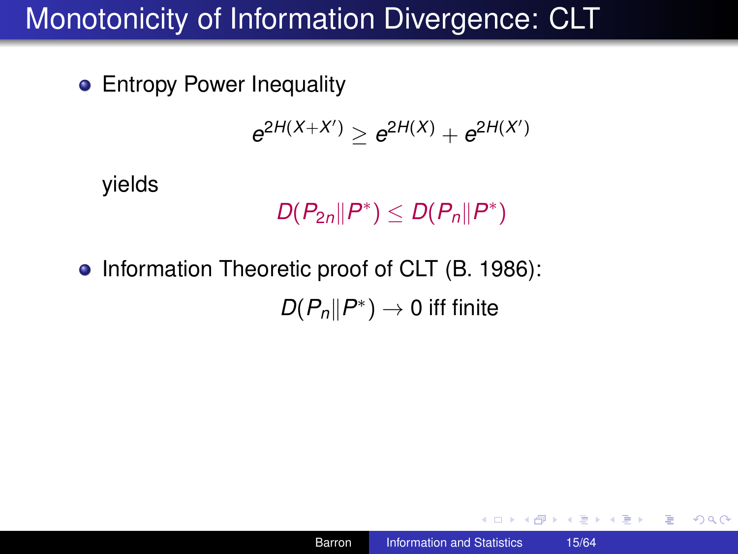# Monotonicity of Information Divergence: CLT

- Entropy Power Inequality

$$e^{2H(X+X')} \geq e^{2H(X)} + e^{2H(X')}$$

  yields

$$D(P_{2n} \| P^*) \leq D(P_n \| P^*)$$

- Information Theoretic proof of CLT (B. 1986):

$$D(P_n \| P^*) \to 0 \text{ iff finite}$$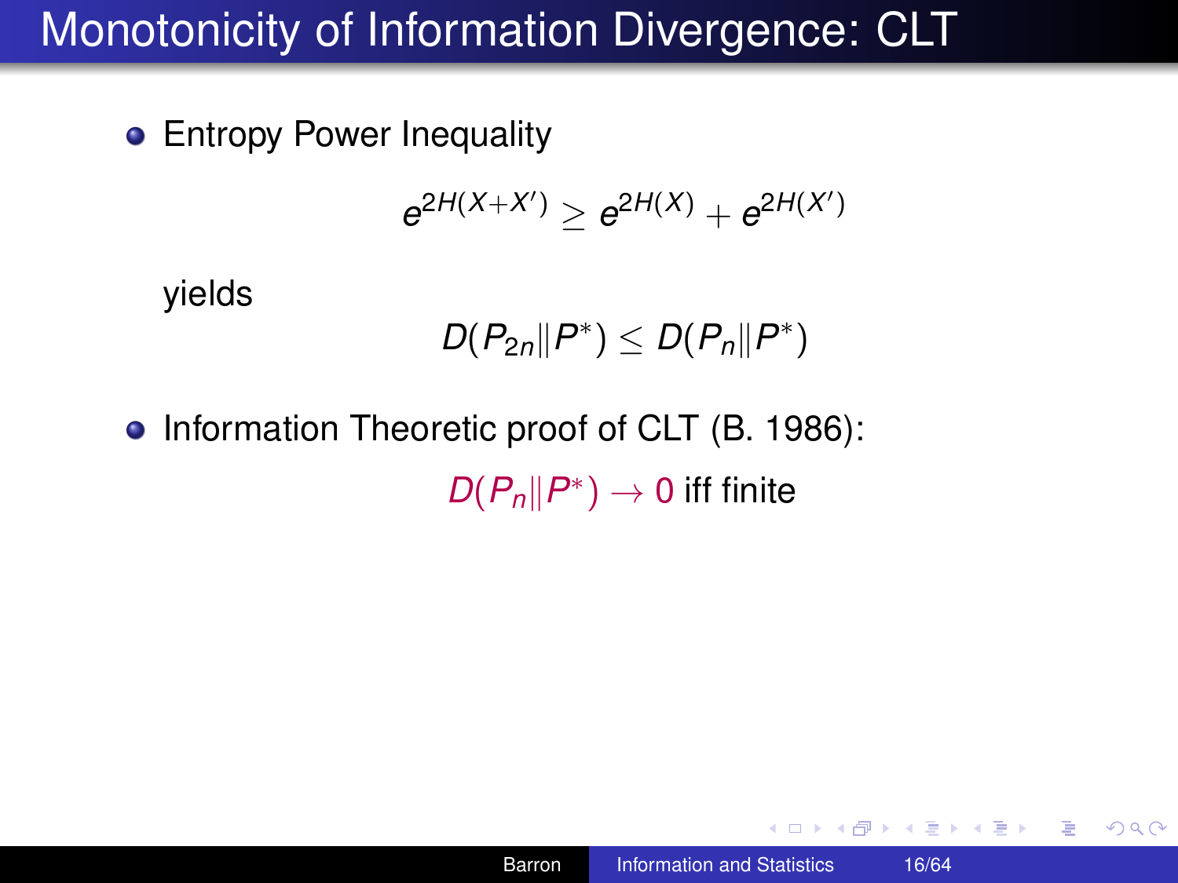# Monotonicity of Information Divergence: CLT

- Entropy Power Inequality

$$e^{2H(X+X')} \geq e^{2H(X)} + e^{2H(X')}$$

  yields

$$D(P_{2n} \| P^*) \leq D(P_n \| P^*)$$

- Information Theoretic proof of CLT (B. 1986):

$$D(P_n \| P^*) \to 0 \text{ iff finite}$$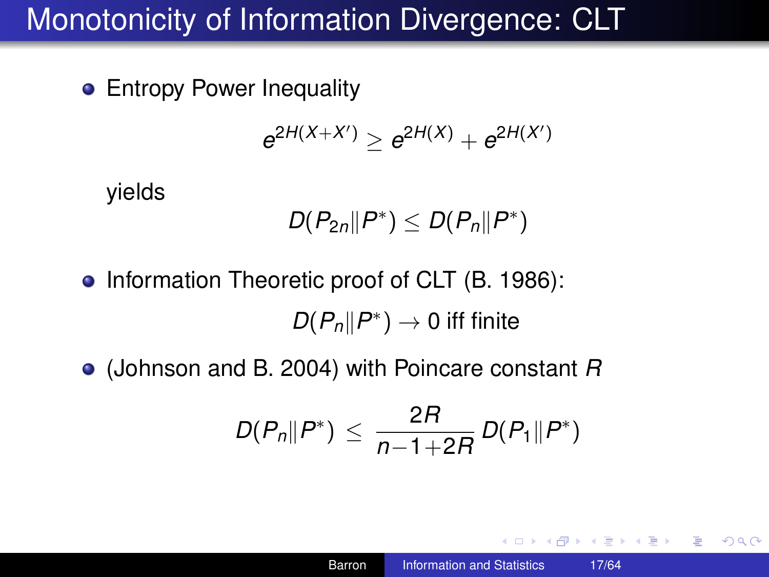# Monotonicity of Information Divergence: CLT

- Entropy Power Inequality

$$e^{2H(X+X')} \geq e^{2H(X)} + e^{2H(X')}$$

  yields

$$D(P_{2n} \| P^*) \leq D(P_n \| P^*)$$

- Information Theoretic proof of CLT (B. 1986):

$$D(P_n \| P^*) \to 0 \text{ iff finite}$$

- (Johnson and B. 2004) with Poincare constant $R$

$$D(P_n \| P^*) \leq \frac{2R}{n-1+2R} D(P_1 \| P^*)$$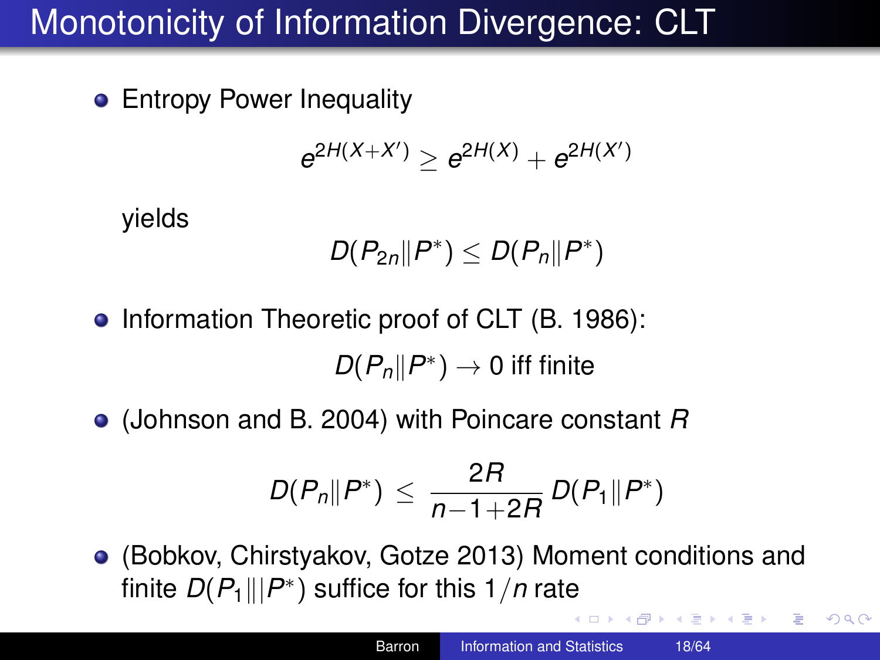# Monotonicity of Information Divergence: CLT

- Entropy Power Inequality

$$e^{2H(X+X')} \geq e^{2H(X)} + e^{2H(X')}$$

  yields

$$D(P_{2n} \| P^*) \leq D(P_n \| P^*)$$

- Information Theoretic proof of CLT (B. 1986):

$$D(P_n \| P^*) \to 0 \text{ iff finite}$$

- (Johnson and B. 2004) with Poincare constant $R$

$$D(P_n \| P^*) \leq \frac{2R}{n-1+2R} D(P_1 \| P^*)$$

- (Bobkov, Chirstyakov, Gotze 2013) Moment conditions and finite $D(P_1 \||| P^*)$ suffice for this $1/n$ rate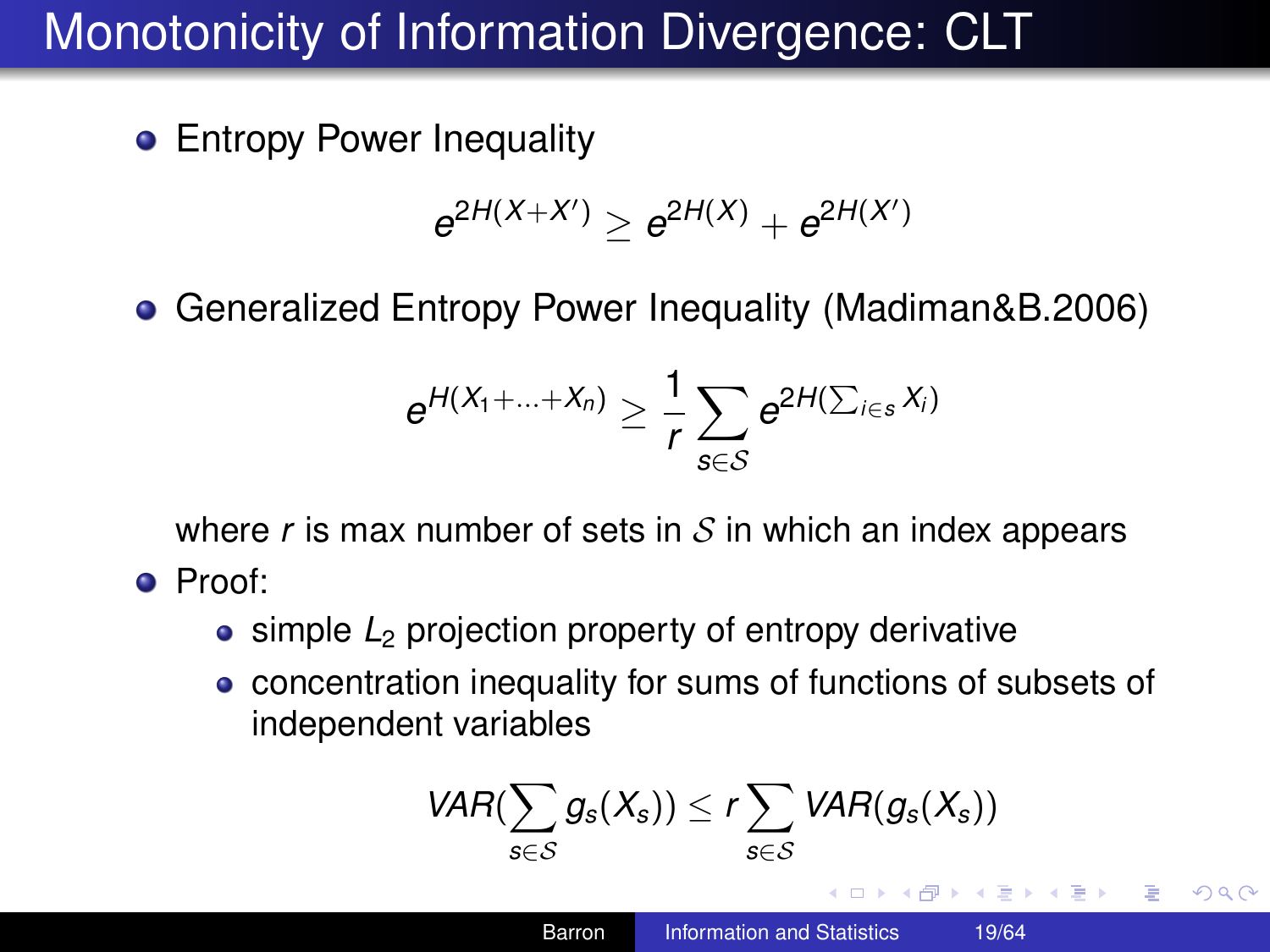# Monotonicity of Information Divergence: CLT

- Entropy Power Inequality

$$e^{2H(X+X')} \geq e^{2H(X)} + e^{2H(X')}$$

- Generalized Entropy Power Inequality (Madiman&B.2006)

$$e^{H(X_1+\ldots+X_n)} \geq \frac{1}{r} \sum_{s \in \mathcal{S}} e^{2H(\sum_{i \in s} X_i)}$$

  where $r$ is max number of sets in $\mathcal{S}$ in which an index appears

- Proof:
  - simple $L_2$ projection property of entropy derivative
  - concentration inequality for sums of functions of subsets of independent variables

$$VAR(\sum_{s \in \mathcal{S}} g_s(X_s)) \leq r \sum_{s \in \mathcal{S}} VAR(g_s(X_s))$$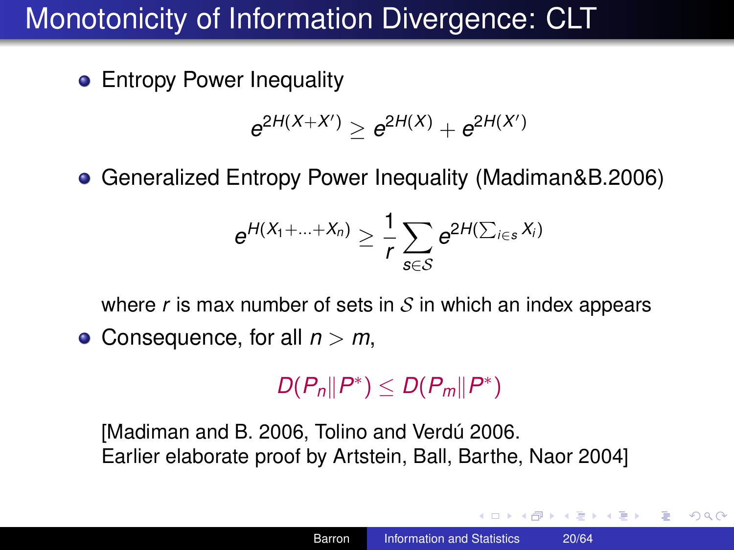# Monotonicity of Information Divergence: CLT

- Entropy Power Inequality

$$e^{2H(X+X')} \geq e^{2H(X)} + e^{2H(X')}$$

- Generalized Entropy Power Inequality (Madiman&B.2006)

$$e^{H(X_1+\ldots+X_n)} \geq \frac{1}{r} \sum_{s \in \mathcal{S}} e^{2H(\sum_{i \in s} X_i)}$$

  where $r$ is max number of sets in $\mathcal{S}$ in which an index appears

- Consequence, for all $n > m$,

$$D(P_n \| P^*) \leq D(P_m \| P^*)$$

  [Madiman and B. 2006, Tolino and Verdú 2006.
  Earlier elaborate proof by Artstein, Ball, Barthe, Naor 2004]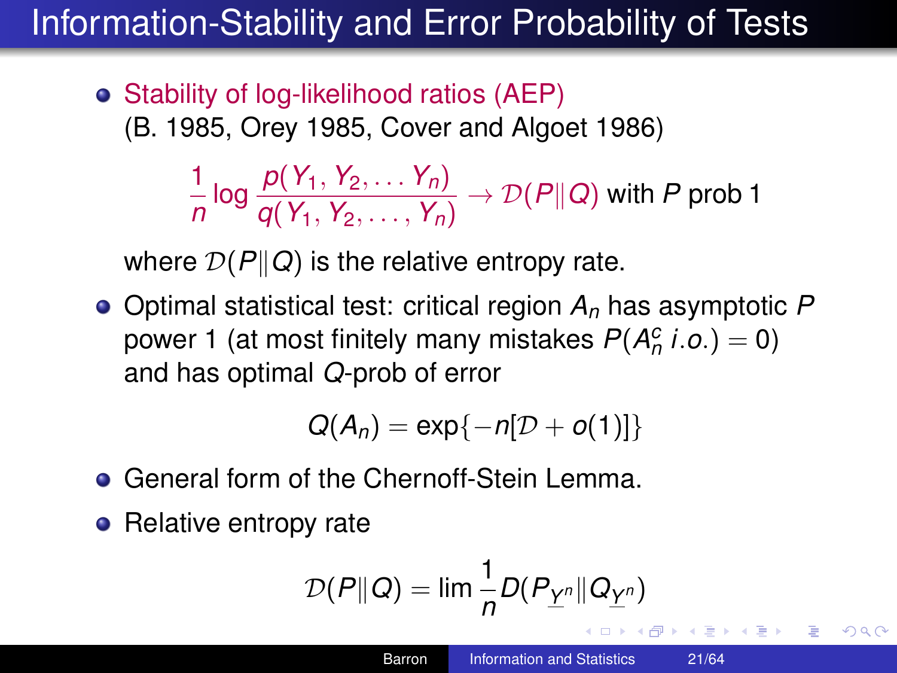# Information-Stability and Error Probability of Tests

- Stability of log-likelihood ratios (AEP)
  (B. 1985, Orey 1985, Cover and Algoet 1986)

$$\frac{1}{n} \log \frac{p(Y_1, Y_2, \ldots Y_n)}{q(Y_1, Y_2, \ldots, Y_n)} \to \mathcal{D}(P \| Q) \text{ with } P \text{ prob } 1$$

  where $\mathcal{D}(P \| Q)$ is the relative entropy rate.

- Optimal statistical test: critical region $A_n$ has asymptotic $P$ power 1 (at most finitely many mistakes $P(A_n^c \; i.o.) = 0$) and has optimal $Q$-prob of error

$$Q(A_n) = \exp\{-n[\mathcal{D} + o(1)]\}$$

- General form of the Chernoff-Stein Lemma.

- Relative entropy rate

$$\mathcal{D}(P \| Q) = \lim \frac{1}{n} D(P_{\underline{Y}^n} \| Q_{\underline{Y}^n})$$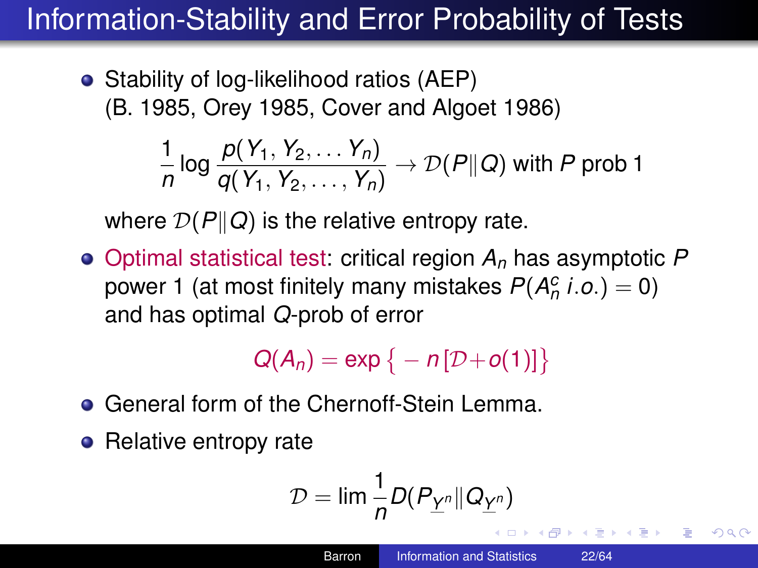# Information-Stability and Error Probability of Tests

- Stability of log-likelihood ratios (AEP)
  (B. 1985, Orey 1985, Cover and Algoet 1986)

$$\frac{1}{n} \log \frac{p(Y_1, Y_2, \ldots Y_n)}{q(Y_1, Y_2, \ldots, Y_n)} \to \mathcal{D}(P \| Q) \text{ with } P \text{ prob } 1$$

  where $\mathcal{D}(P \| Q)$ is the relative entropy rate.

- Optimal statistical test: critical region $A_n$ has asymptotic $P$ power 1 (at most finitely many mistakes $P(A_n^c \; i.o.) = 0$) and has optimal $Q$-prob of error

$$Q(A_n) = \exp\left\{ -n \left[ \mathcal{D} + o(1) \right] \right\}$$

- General form of the Chernoff-Stein Lemma.
- Relative entropy rate

$$\mathcal{D} = \lim \frac{1}{n} D(P_{\underline{Y}^n} \| Q_{\underline{Y}^n})$$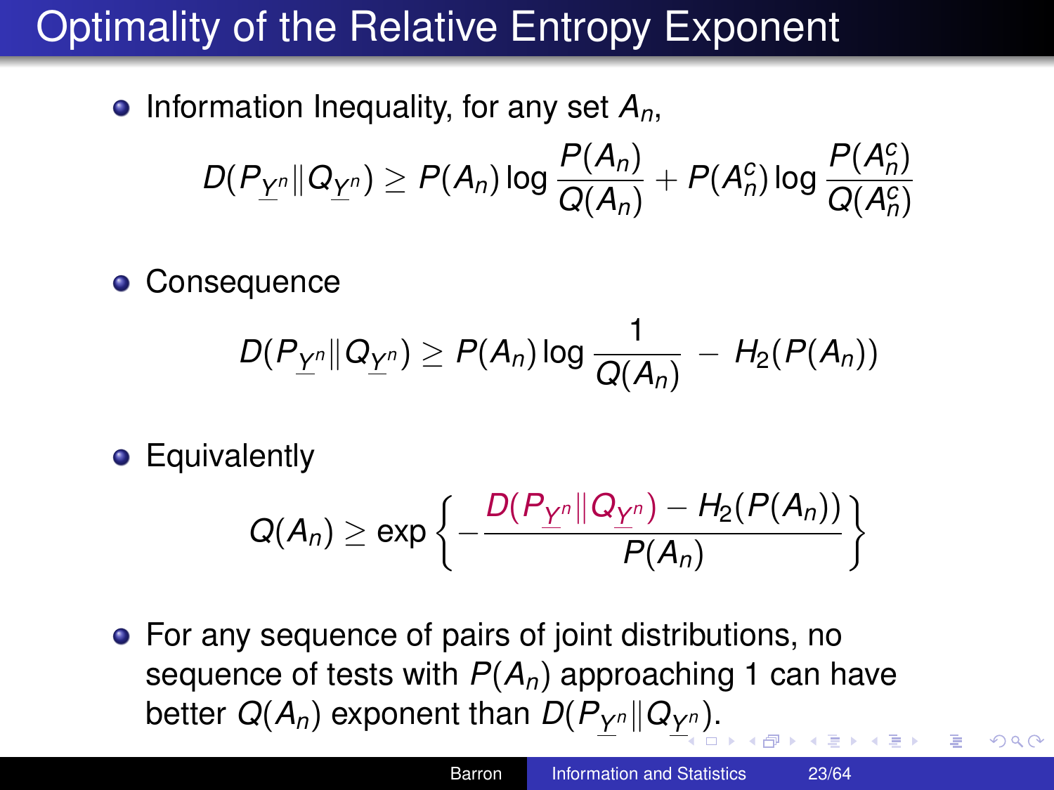# Optimality of the Relative Entropy Exponent

- Information Inequality, for any set $A_n$,

$$D(P_{\underline{Y}^n} \| Q_{\underline{Y}^n}) \geq P(A_n) \log \frac{P(A_n)}{Q(A_n)} + P(A_n^c) \log \frac{P(A_n^c)}{Q(A_n^c)}$$

- Consequence

$$D(P_{\underline{Y}^n} \| Q_{\underline{Y}^n}) \geq P(A_n) \log \frac{1}{Q(A_n)} - H_2(P(A_n))$$

- Equivalently

$$Q(A_n) \geq \exp\left\{ -\frac{D(P_{\underline{Y}^n} \| Q_{\underline{Y}^n}) - H_2(P(A_n))}{P(A_n)} \right\}$$

- For any sequence of pairs of joint distributions, no sequence of tests with $P(A_n)$ approaching 1 can have better $Q(A_n)$ exponent than $D(P_{\underline{Y}^n} \| Q_{\underline{Y}^n})$.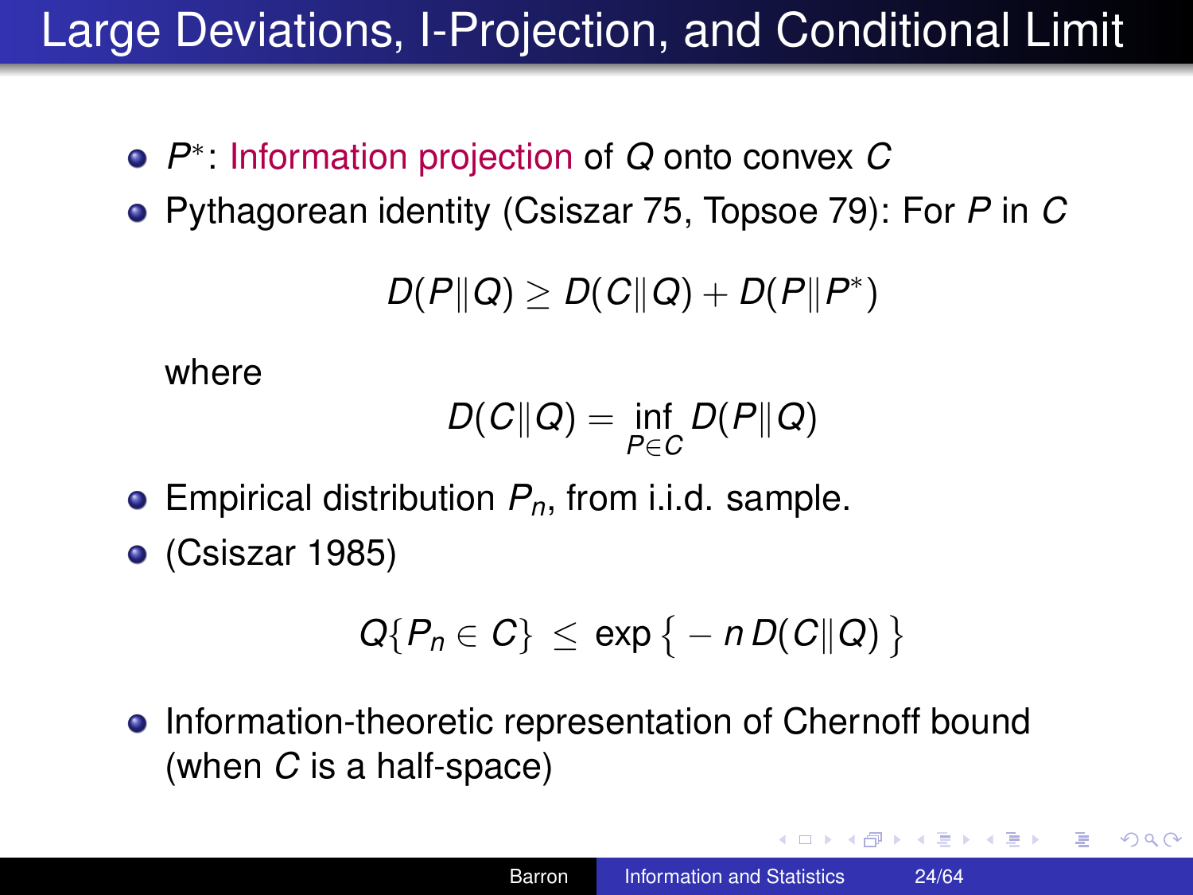# Large Deviations, I-Projection, and Conditional Limit

- $P^*$: Information projection of $Q$ onto convex $C$
- Pythagorean identity (Csiszar 75, Topsoe 79): For $P$ in $C$

$$D(P\|Q) \geq D(C\|Q) + D(P\|P^*)$$

where

$$D(C\|Q) = \inf_{P \in C} D(P\|Q)$$

- Empirical distribution $P_n$, from i.i.d. sample.
- (Csiszar 1985)

$$Q\{P_n \in C\} \leq \exp\{-n\,D(C\|Q)\}$$

- Information-theoretic representation of Chernoff bound (when $C$ is a half-space)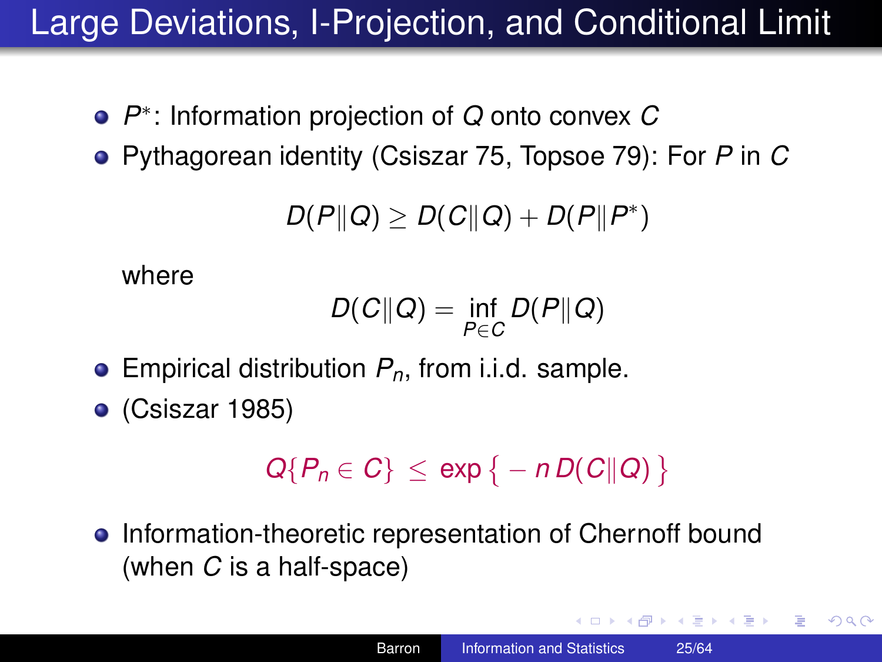# Large Deviations, I-Projection, and Conditional Limit

- $P^*$: Information projection of $Q$ onto convex $C$
- Pythagorean identity (Csiszar 75, Topsoe 79): For $P$ in $C$

$$D(P\|Q) \geq D(C\|Q) + D(P\|P^*)$$

  where

$$D(C\|Q) = \inf_{P \in C} D(P\|Q)$$

- Empirical distribution $P_n$, from i.i.d. sample.
- (Csiszar 1985)

$$Q\{P_n \in C\} \leq \exp\{-n\,D(C\|Q)\}$$

- Information-theoretic representation of Chernoff bound (when $C$ is a half-space)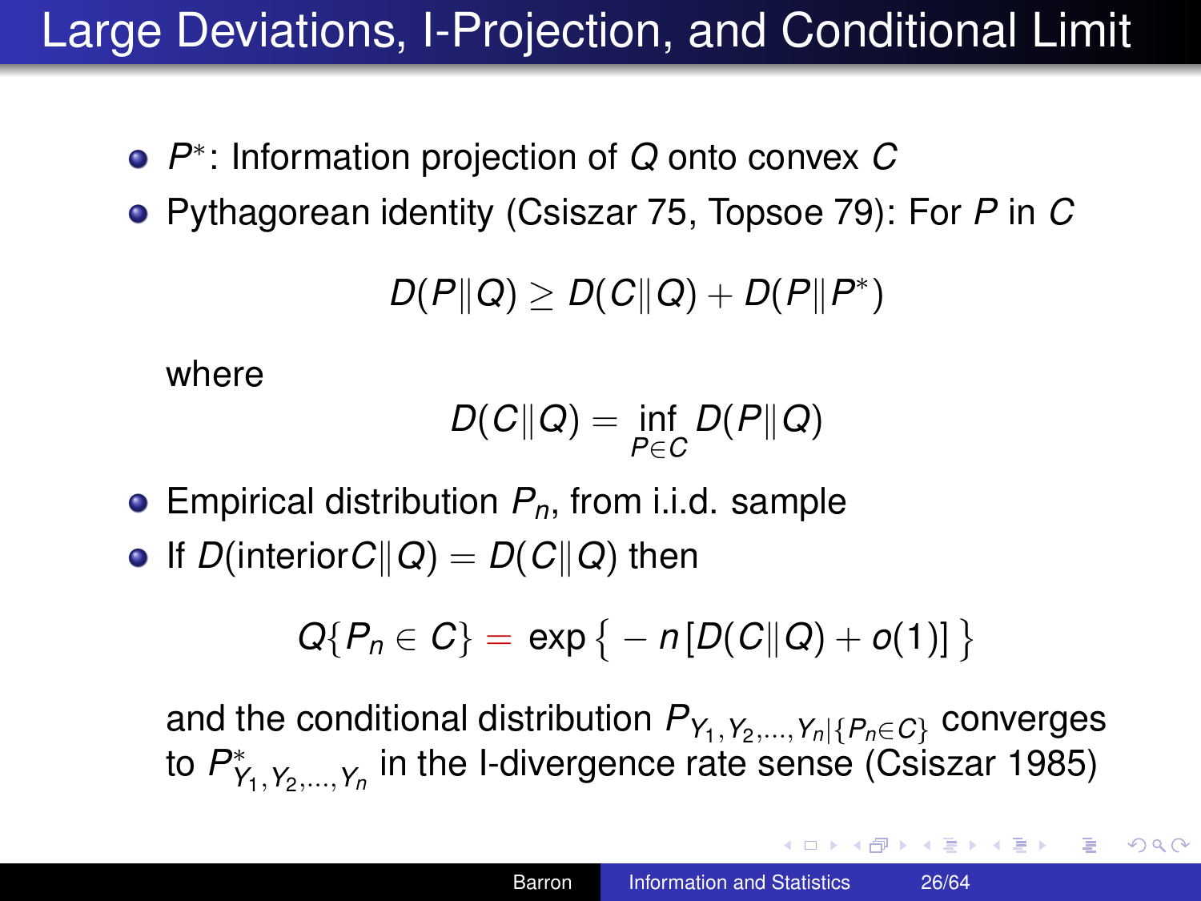# Large Deviations, I-Projection, and Conditional Limit

- $P^*$: Information projection of $Q$ onto convex $C$
- Pythagorean identity (Csiszar 75, Topsoe 79): For $P$ in $C$

$$D(P\|Q) \geq D(C\|Q) + D(P\|P^*)$$

  where

$$D(C\|Q) = \inf_{P \in C} D(P\|Q)$$

- Empirical distribution $P_n$, from i.i.d. sample
- If $D(\text{interior}C\|Q) = D(C\|Q)$ then

$$Q\{P_n \in C\} = \exp\left\{ -n\left[D(C\|Q) + o(1)\right] \right\}$$

  and the conditional distribution $P_{Y_1,Y_2,\ldots,Y_n|\{P_n \in C\}}$ converges to $P^*_{Y_1,Y_2,\ldots,Y_n}$ in the I-divergence rate sense (Csiszar 1985)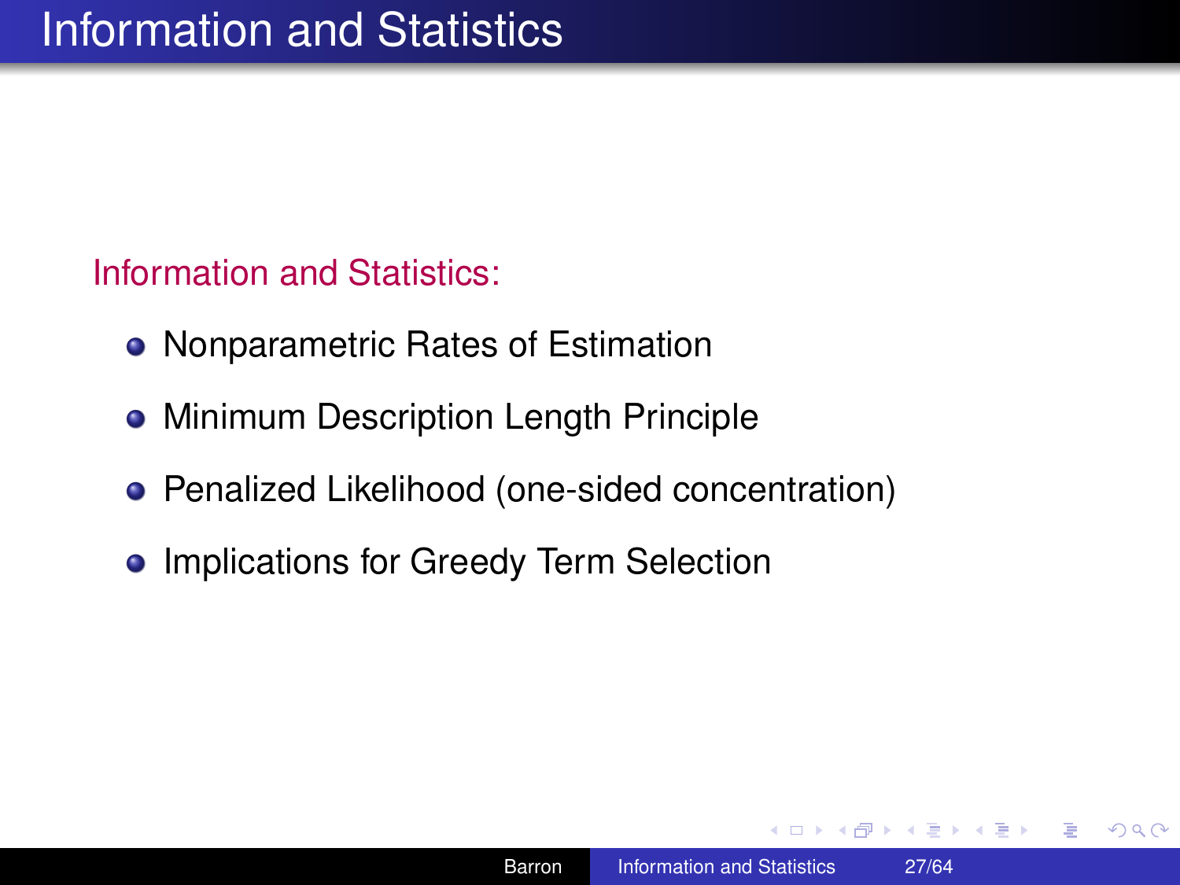# Information and Statistics

Information and Statistics:

- Nonparametric Rates of Estimation
- Minimum Description Length Principle
- Penalized Likelihood (one-sided concentration)
- Implications for Greedy Term Selection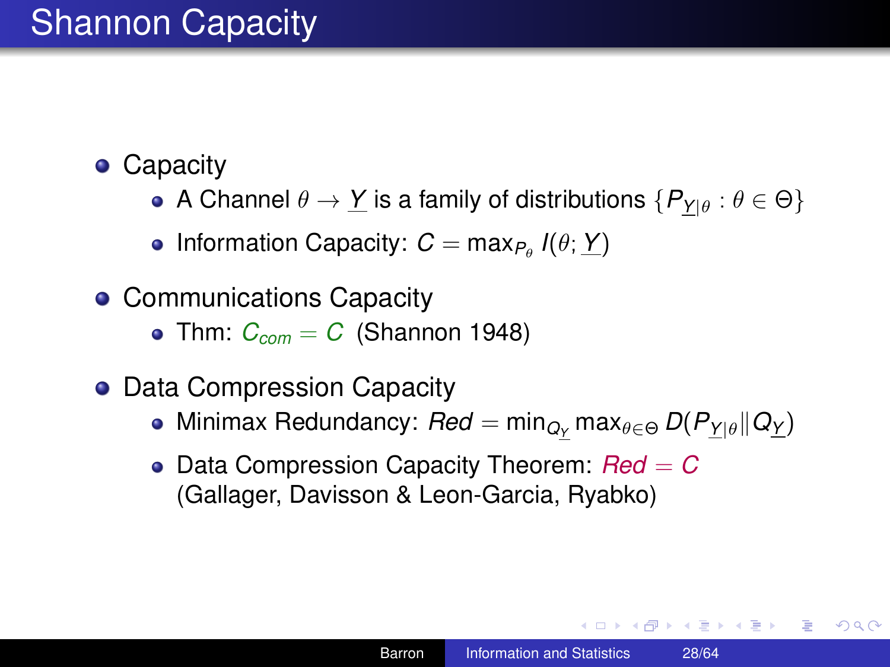# Shannon Capacity

- Capacity
  - A Channel $\theta \to \underline{Y}$ is a family of distributions $\{P_{\underline{Y}|\theta} : \theta \in \Theta\}$
  - Information Capacity: $C = \max_{P_\theta} I(\theta; \underline{Y})$
- Communications Capacity
  - Thm: $C_{com} = C$ (Shannon 1948)
- Data Compression Capacity
  - Minimax Redundancy: $Red = \min_{Q_{\underline{Y}}} \max_{\theta \in \Theta} D(P_{\underline{Y}|\theta} \| Q_{\underline{Y}})$
  - Data Compression Capacity Theorem: $Red = C$
    (Gallager, Davisson & Leon-Garcia, Ryabko)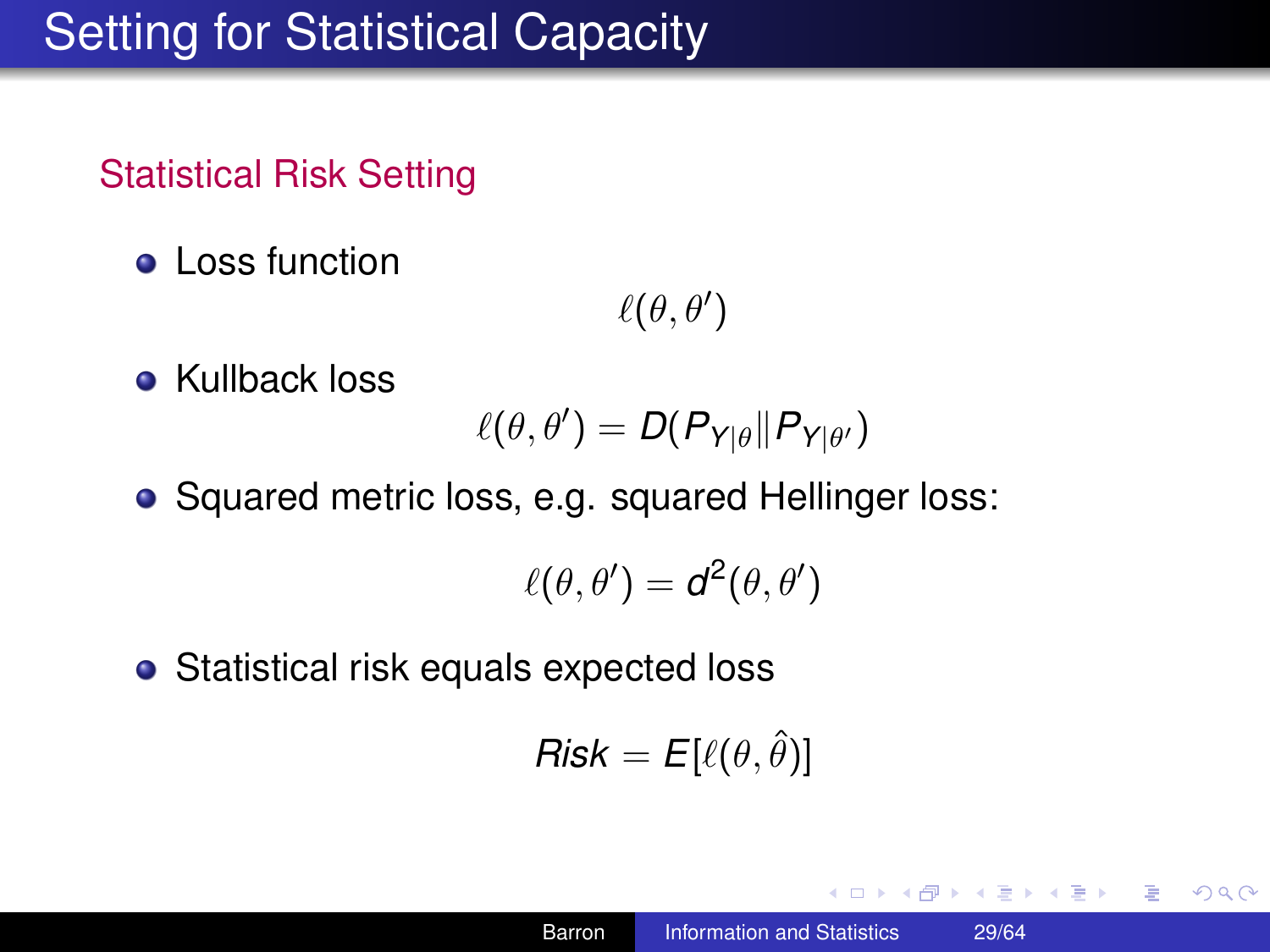# Setting for Statistical Capacity

## Statistical Risk Setting

- Loss function

$$\ell(\theta, \theta')$$

- Kullback loss

$$\ell(\theta, \theta') = D(P_{Y|\theta} \| P_{Y|\theta'})$$

- Squared metric loss, e.g. squared Hellinger loss:

$$\ell(\theta, \theta') = d^2(\theta, \theta')$$

- Statistical risk equals expected loss

$$Risk = E[\ell(\theta, \hat{\theta})]$$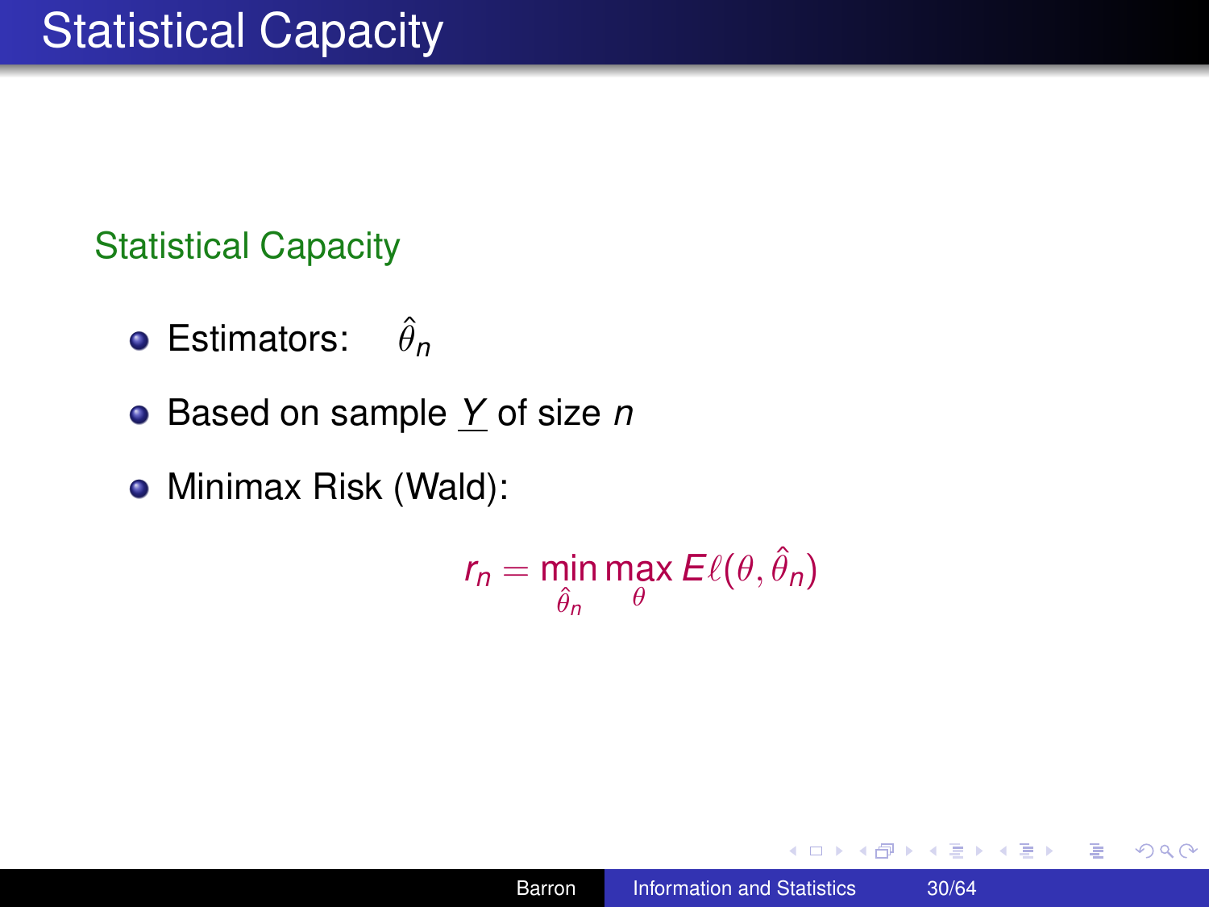# Statistical Capacity

## Statistical Capacity

- Estimators: $\hat{\theta}_n$
- Based on sample $\underline{Y}$ of size $n$
- Minimax Risk (Wald):

$$r_n = \min_{\hat{\theta}_n} \max_{\theta} E\ell(\theta, \hat{\theta}_n)$$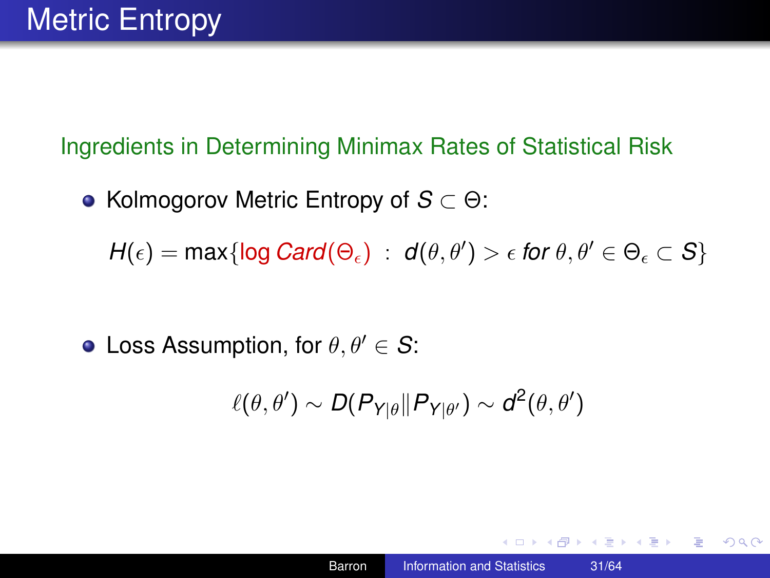# Metric Entropy

## Ingredients in Determining Minimax Rates of Statistical Risk

- Kolmogorov Metric Entropy of $S \subset \Theta$:

$$H(\epsilon) = \max\{\log Card(\Theta_\epsilon) \ : \ d(\theta, \theta') > \epsilon \text{ for } \theta, \theta' \in \Theta_\epsilon \subset S\}$$

- Loss Assumption, for $\theta, \theta' \in S$:

$$\ell(\theta, \theta') \sim D(P_{Y|\theta} \| P_{Y|\theta'}) \sim d^2(\theta, \theta')$$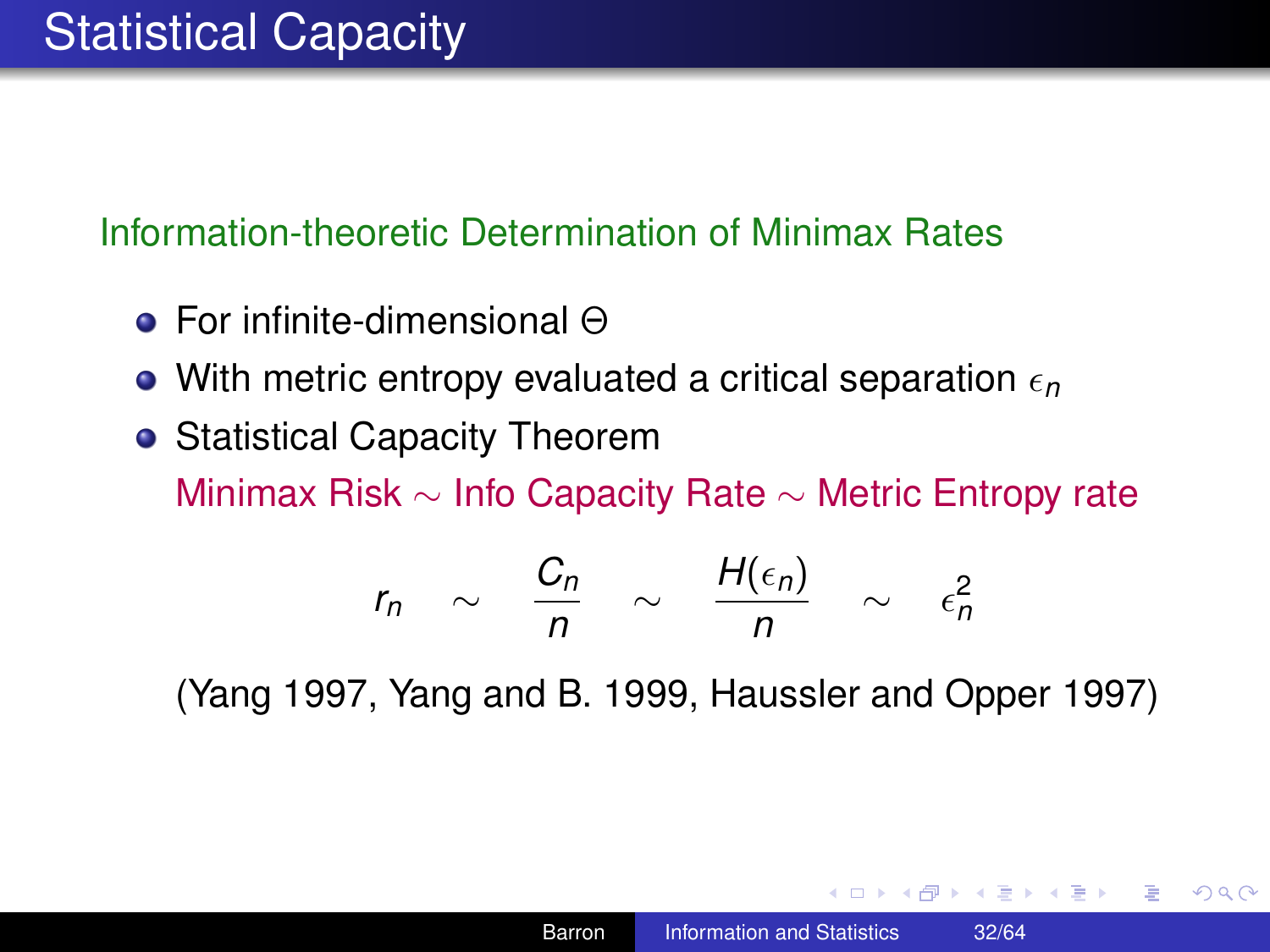# Statistical Capacity

## Information-theoretic Determination of Minimax Rates

- For infinite-dimensional $\Theta$
- With metric entropy evaluated a critical separation $\epsilon_n$
- Statistical Capacity Theorem

  Minimax Risk $\sim$ Info Capacity Rate $\sim$ Metric Entropy rate

$$r_n \quad \sim \quad \frac{C_n}{n} \quad \sim \quad \frac{H(\epsilon_n)}{n} \quad \sim \quad \epsilon_n^2$$

(Yang 1997, Yang and B. 1999, Haussler and Opper 1997)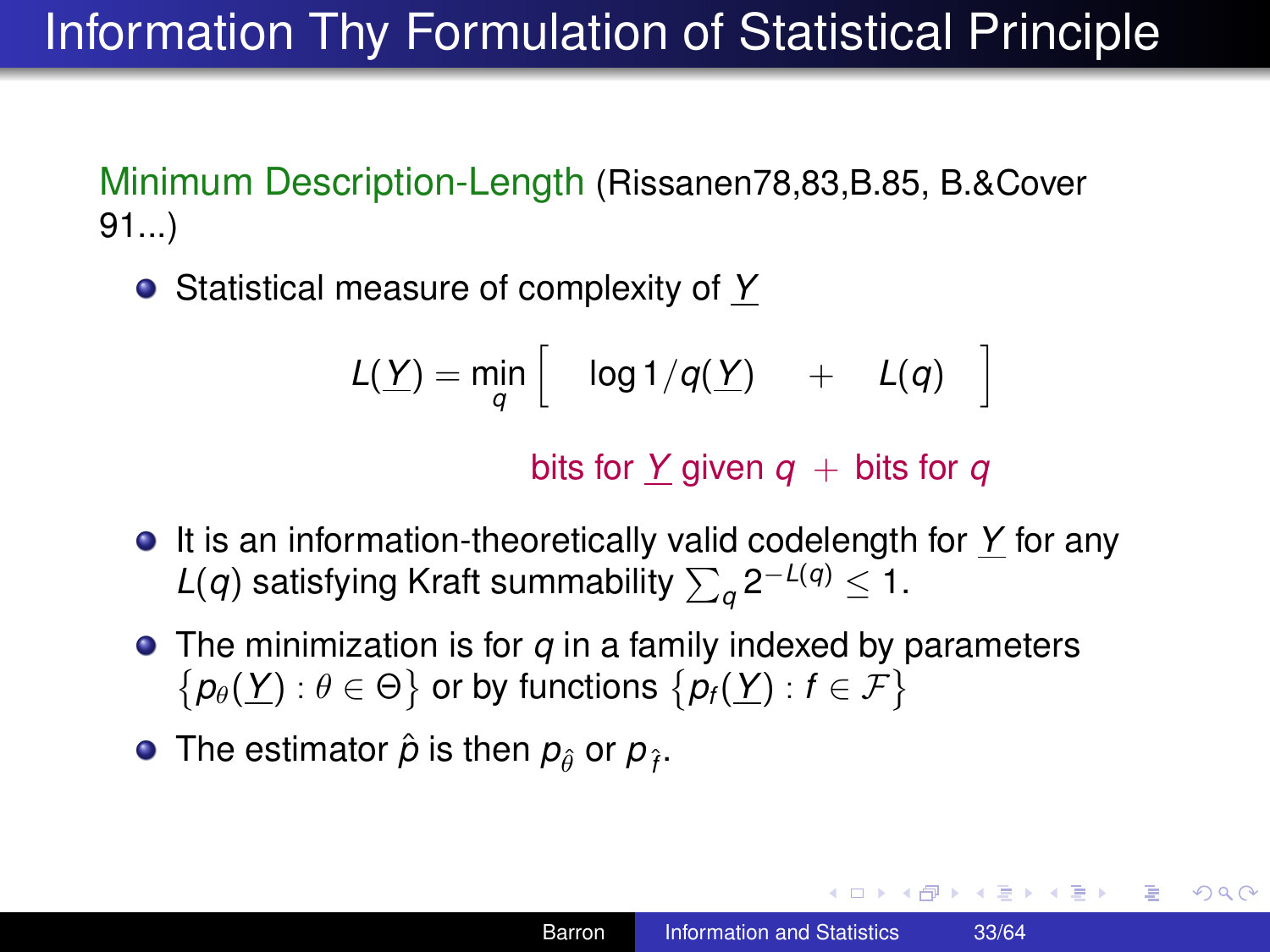# Information Thy Formulation of Statistical Principle

Minimum Description-Length (Rissanen78,83,B.85, B.&Cover 91...)

- Statistical measure of complexity of $\underline{Y}$

$$L(\underline{Y}) = \min_q \left[ \quad \log 1/q(\underline{Y}) \quad + \quad L(q) \quad \right]$$

bits for $\underline{Y}$ given $q$ $+$ bits for $q$

- It is an information-theoretically valid codelength for $\underline{Y}$ for any $L(q)$ satisfying Kraft summability $\sum_q 2^{-L(q)} \leq 1$.
- The minimization is for $q$ in a family indexed by parameters $\{p_\theta(\underline{Y}) : \theta \in \Theta\}$ or by functions $\{p_f(\underline{Y}) : f \in \mathcal{F}\}$
- The estimator $\hat{p}$ is then $p_{\hat{\theta}}$ or $p_{\hat{f}}$.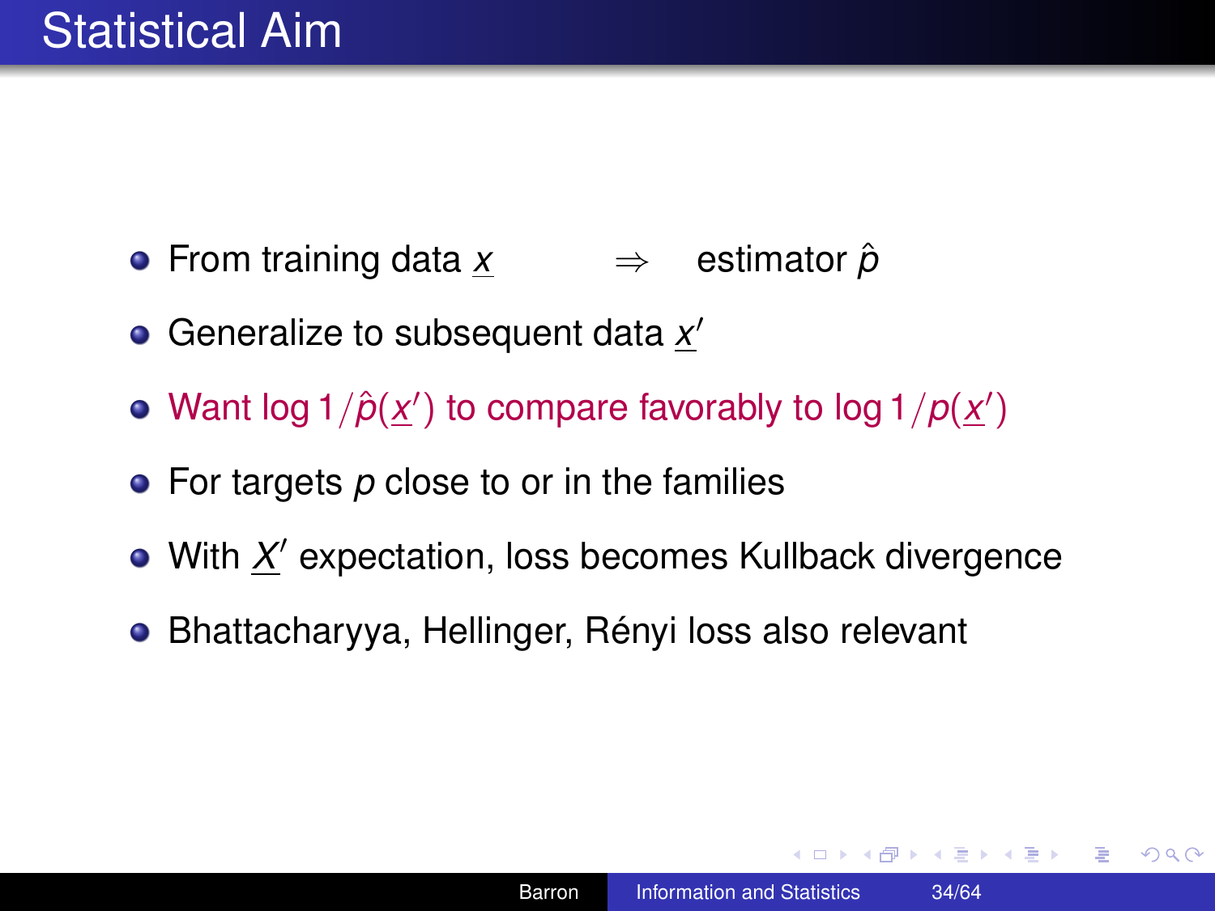# Statistical Aim

- From training data $\underline{x}$ $\Rightarrow$ estimator $\hat{p}$
- Generalize to subsequent data $\underline{x}'$
- Want $\log 1/\hat{p}(\underline{x}')$ to compare favorably to $\log 1/p(\underline{x}')$
- For targets $p$ close to or in the families
- With $\underline{X}'$ expectation, loss becomes Kullback divergence
- Bhattacharyya, Hellinger, Rényi loss also relevant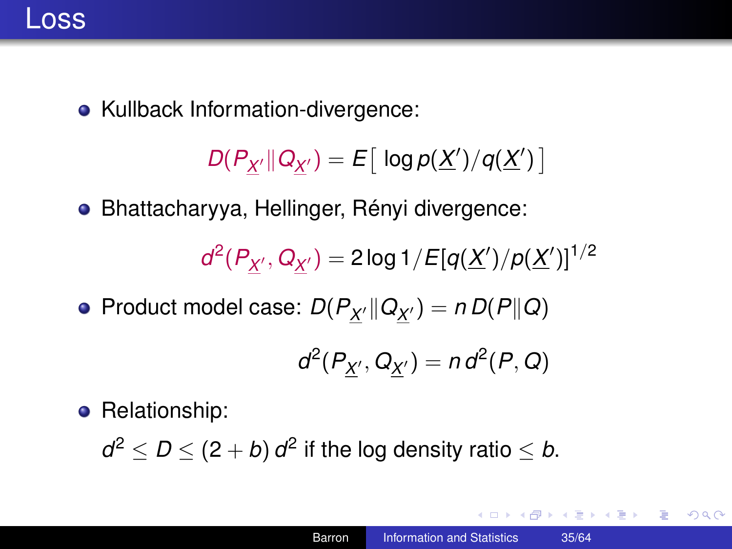# Loss

- Kullback Information-divergence:

$$D(P_{\underline{X}'} \| Q_{\underline{X}'}) = E\big[\, \log p(\underline{X}')/q(\underline{X}')\,\big]$$

- Bhattacharyya, Hellinger, Rényi divergence:

$$d^2(P_{\underline{X}'}, Q_{\underline{X}'}) = 2 \log 1/E[q(\underline{X}')/p(\underline{X}')]^{1/2}$$

- Product model case: $D(P_{\underline{X}'} \| Q_{\underline{X}'}) = n\, D(P \| Q)$

$$d^2(P_{\underline{X}'}, Q_{\underline{X}'}) = n\, d^2(P, Q)$$

- Relationship:

  $d^2 \leq D \leq (2 + b)\, d^2$ if the log density ratio $\leq b$.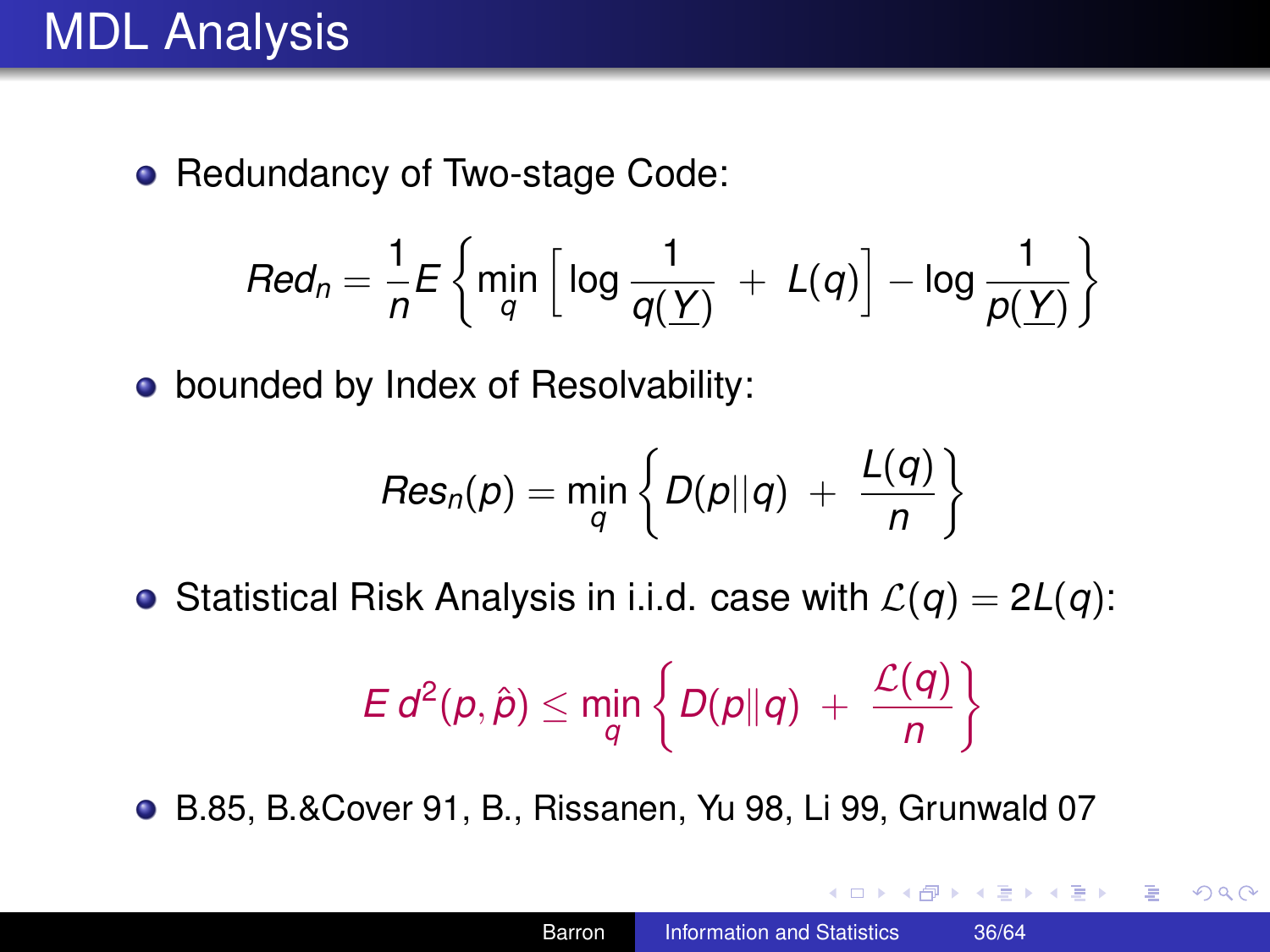# MDL Analysis

- Redundancy of Two-stage Code:

$$Red_n = \frac{1}{n} E \left\{ \min_q \left[ \log \frac{1}{q(\underline{Y})} \; + \; L(q) \right] - \log \frac{1}{p(\underline{Y})} \right\}$$

- bounded by Index of Resolvability:

$$Res_n(p) = \min_q \left\{ D(p \| q) \; + \; \frac{L(q)}{n} \right\}$$

- Statistical Risk Analysis in i.i.d. case with $\mathcal{L}(q) = 2L(q)$:

$$E \, d^2(p, \hat{p}) \leq \min_q \left\{ D(p \| q) \; + \; \frac{\mathcal{L}(q)}{n} \right\}$$

- B.85, B.&Cover 91, B., Rissanen, Yu 98, Li 99, Grunwald 07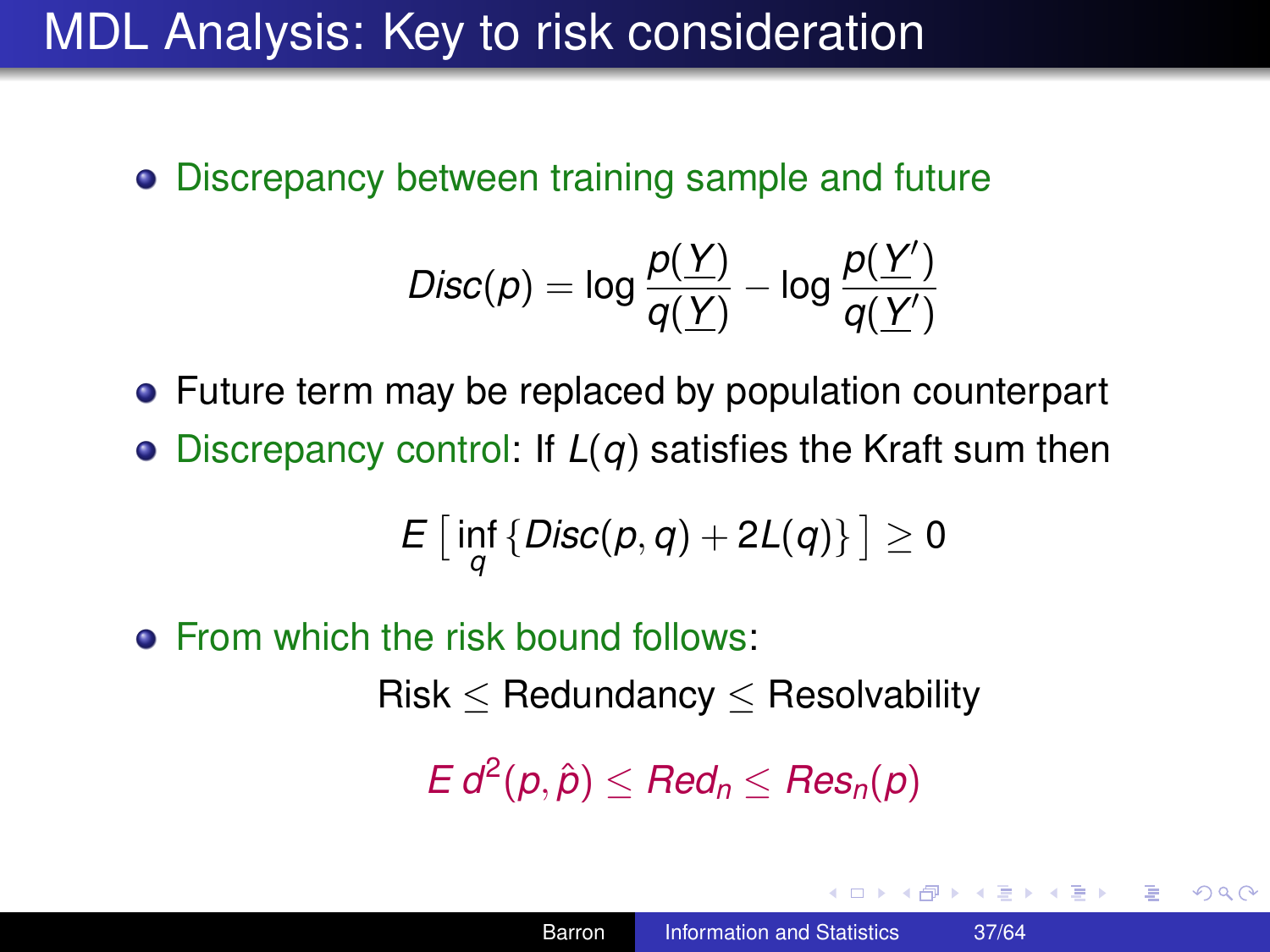# MDL Analysis: Key to risk consideration

- Discrepancy between training sample and future

$$Disc(p) = \log \frac{p(\underline{Y})}{q(\underline{Y})} - \log \frac{p(\underline{Y}')}{q(\underline{Y}')}$$

- Future term may be replaced by population counterpart
- Discrepancy control: If $L(q)$ satisfies the Kraft sum then

$$E\left[\inf_q \{Disc(p,q) + 2L(q)\}\right] \geq 0$$

- From which the risk bound follows:

Risk $\leq$ Redundancy $\leq$ Resolvability

$$E\, d^2(p, \hat{p}) \leq Red_n \leq Res_n(p)$$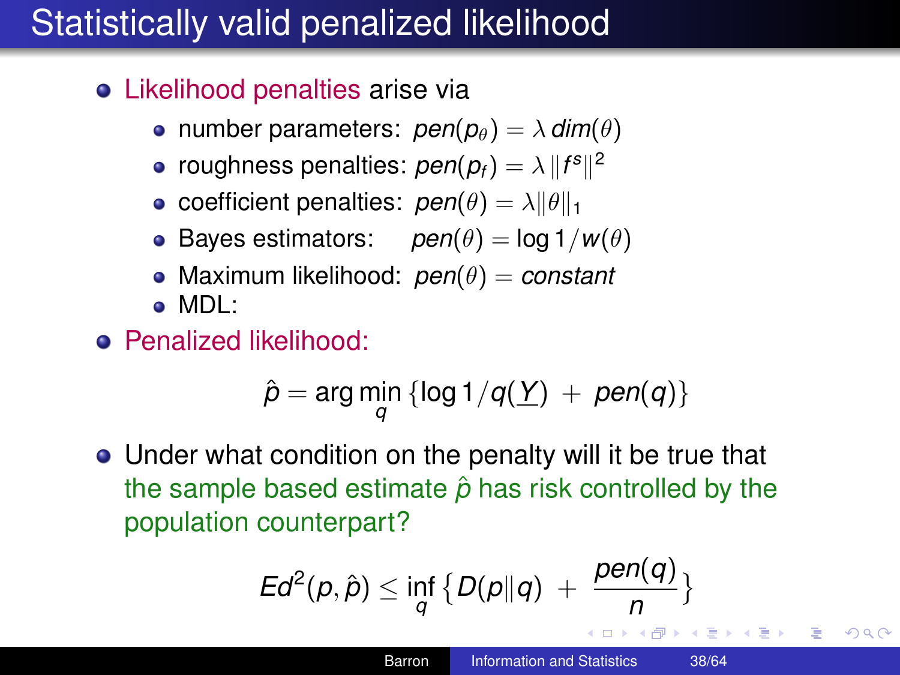# Statistically valid penalized likelihood

- Likelihood penalties arise via
  - number parameters: $pen(p_\theta) = \lambda \, dim(\theta)$
  - roughness penalties: $pen(p_f) = \lambda \, \|f^s\|^2$
  - coefficient penalties: $pen(\theta) = \lambda \|\theta\|_1$
  - Bayes estimators: $pen(\theta) = \log 1/w(\theta)$
  - Maximum likelihood: $pen(\theta) = constant$
  - MDL:
- Penalized likelihood:

$$\hat{p} = \arg\min_q \{\log 1/q(\underline{Y}) \; + \; pen(q)\}$$

- Under what condition on the penalty will it be true that the sample based estimate $\hat{p}$ has risk controlled by the population counterpart?

$$Ed^2(p, \hat{p}) \leq \inf_q \left\{ D(p\|q) \; + \; \frac{pen(q)}{n} \right\}$$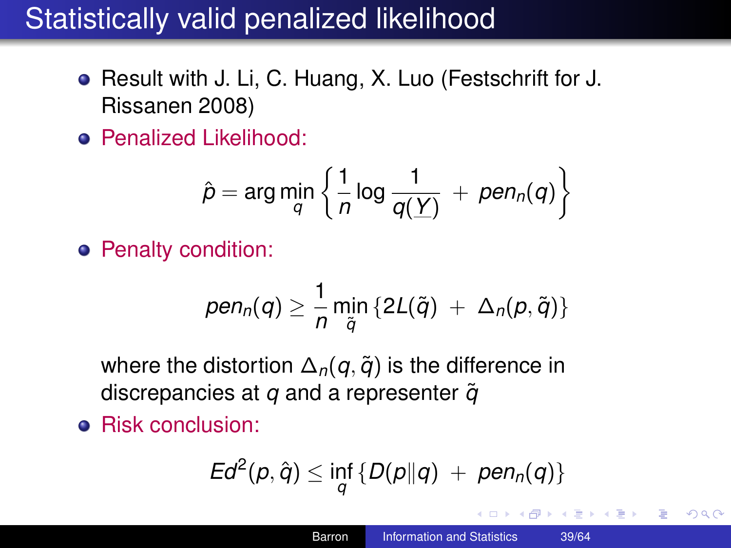# Statistically valid penalized likelihood

- Result with J. Li, C. Huang, X. Luo (Festschrift for J. Rissanen 2008)
- Penalized Likelihood:

$$\hat{p} = \arg\min_q \left\{ \frac{1}{n} \log \frac{1}{q(\underline{Y})} \; + \; pen_n(q) \right\}$$

- Penalty condition:

$$pen_n(q) \geq \frac{1}{n} \min_{\tilde{q}} \{ 2L(\tilde{q}) \; + \; \Delta_n(p, \tilde{q}) \}$$

  where the distortion $\Delta_n(q, \tilde{q})$ is the difference in discrepancies at $q$ and a representer $\tilde{q}$

- Risk conclusion:

$$Ed^2(p, \hat{q}) \leq \inf_q \{ D(p \| q) \; + \; pen_n(q) \}$$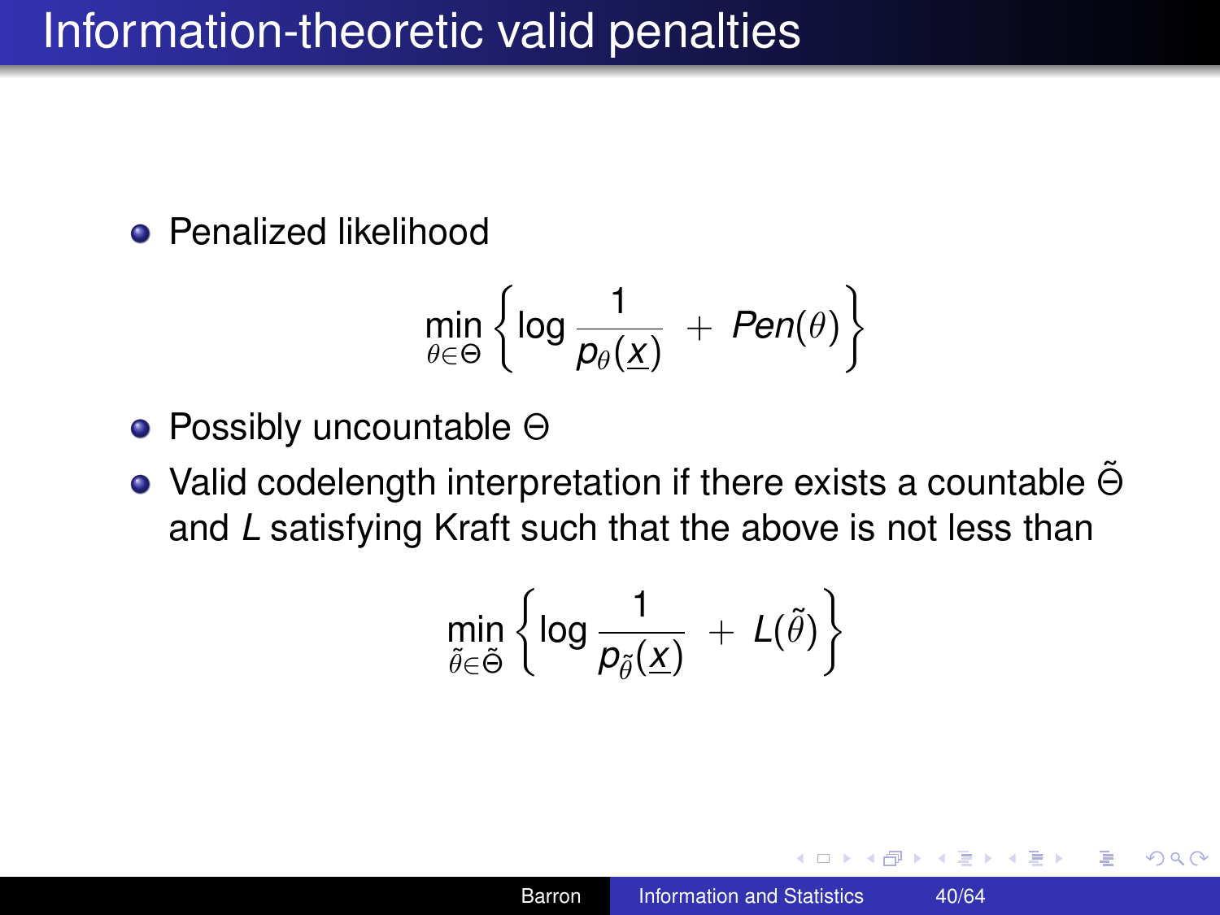# Information-theoretic valid penalties

- Penalized likelihood

$$\min_{\theta \in \Theta} \left\{ \log \frac{1}{p_\theta(\underline{x})} + Pen(\theta) \right\}$$

- Possibly uncountable $\Theta$
- Valid codelength interpretation if there exists a countable $\tilde{\Theta}$ and $L$ satisfying Kraft such that the above is not less than

$$\min_{\tilde{\theta} \in \tilde{\Theta}} \left\{ \log \frac{1}{p_{\tilde{\theta}}(\underline{x})} + L(\tilde{\theta}) \right\}$$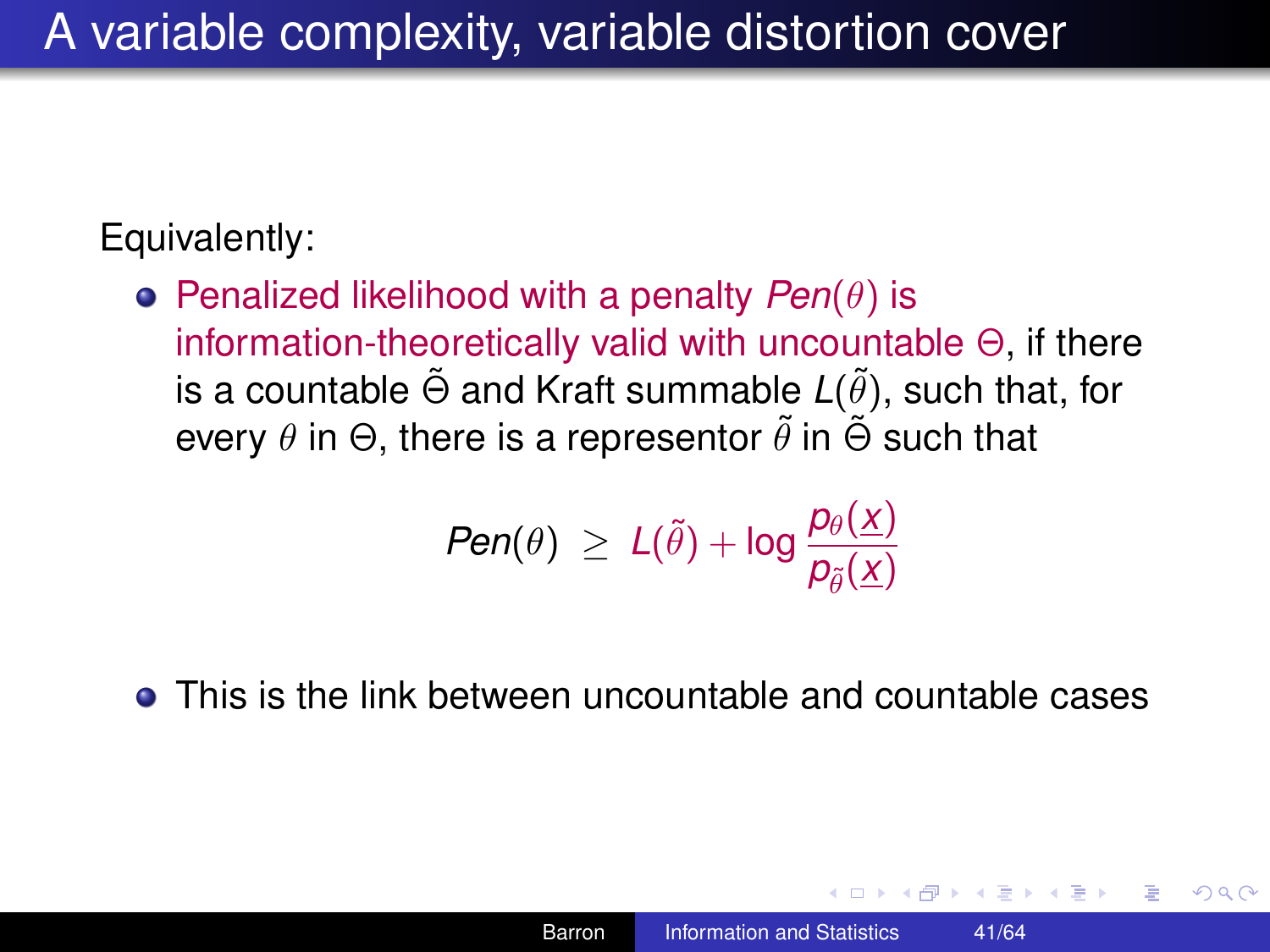# A variable complexity, variable distortion cover

Equivalently:

- Penalized likelihood with a penalty $Pen(\theta)$ is information-theoretically valid with uncountable $\Theta$, if there is a countable $\tilde{\Theta}$ and Kraft summable $L(\tilde{\theta})$, such that, for every $\theta$ in $\Theta$, there is a representor $\tilde{\theta}$ in $\tilde{\Theta}$ such that

$$Pen(\theta) \;\geq\; L(\tilde{\theta}) + \log \frac{p_\theta(\underline{x})}{p_{\tilde{\theta}}(\underline{x})}$$

- This is the link between uncountable and countable cases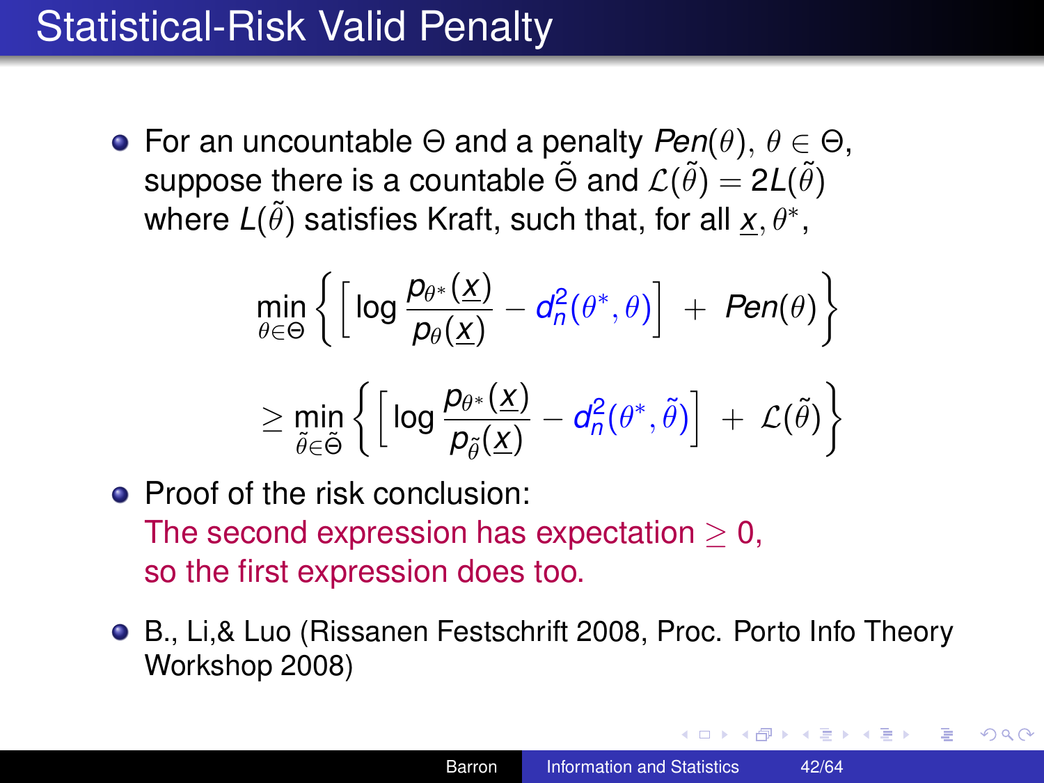# Statistical-Risk Valid Penalty

- For an uncountable $\Theta$ and a penalty $Pen(\theta)$, $\theta \in \Theta$, suppose there is a countable $\tilde{\Theta}$ and $\mathcal{L}(\tilde{\theta}) = 2L(\tilde{\theta})$ where $L(\tilde{\theta})$ satisfies Kraft, such that, for all $\underline{x}, \theta^*$,

$$\min_{\theta \in \Theta} \left\{ \left[ \log \frac{p_{\theta^*}(\underline{x})}{p_\theta(\underline{x})} - d_n^2(\theta^*, \theta) \right] + Pen(\theta) \right\}$$

$$\geq \min_{\tilde{\theta} \in \tilde{\Theta}} \left\{ \left[ \log \frac{p_{\theta^*}(\underline{x})}{p_{\tilde{\theta}}(\underline{x})} - d_n^2(\theta^*, \tilde{\theta}) \right] + \mathcal{L}(\tilde{\theta}) \right\}$$

- Proof of the risk conclusion:
  The second expression has expectation $\geq 0$,
  so the first expression does too.

- B., Li,& Luo (Rissanen Festschrift 2008, Proc. Porto Info Theory Workshop 2008)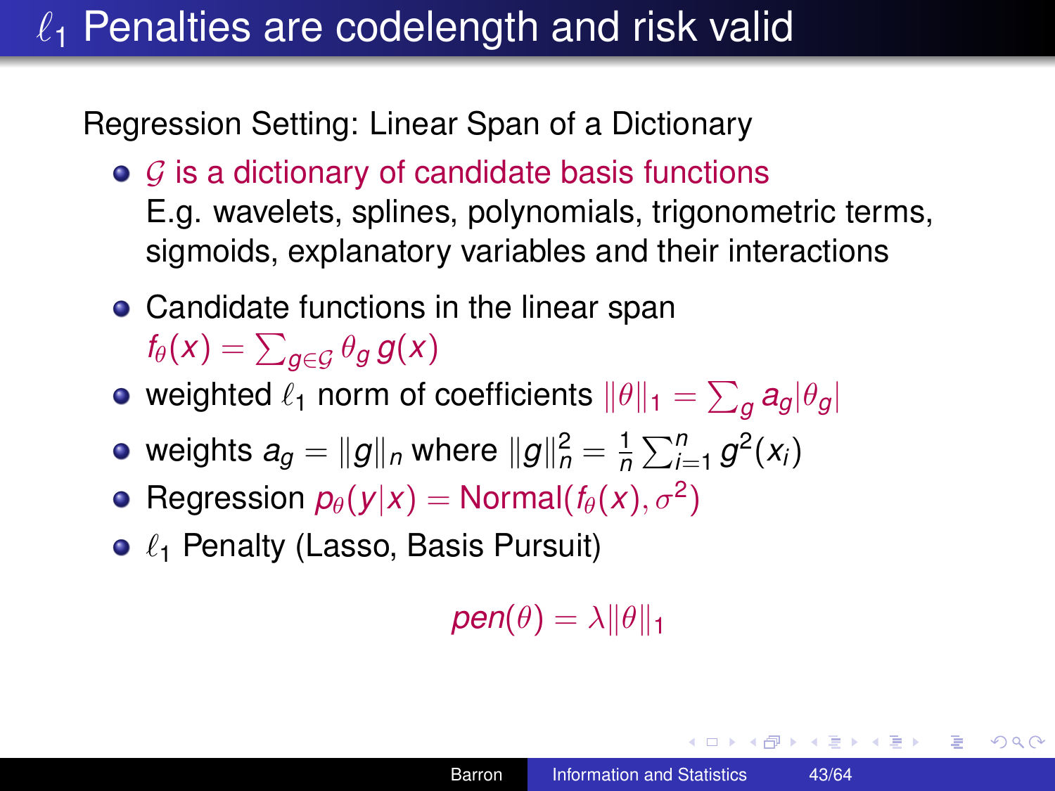# $\ell_1$ Penalties are codelength and risk valid

Regression Setting: Linear Span of a Dictionary

- $\mathcal{G}$ is a dictionary of candidate basis functions
  E.g. wavelets, splines, polynomials, trigonometric terms, sigmoids, explanatory variables and their interactions
- Candidate functions in the linear span
  $f_\theta(x) = \sum_{g \in \mathcal{G}} \theta_g \, g(x)$
- weighted $\ell_1$ norm of coefficients $\|\theta\|_1 = \sum_g a_g |\theta_g|$
- weights $a_g = \|g\|_n$ where $\|g\|_n^2 = \frac{1}{n} \sum_{i=1}^n g^2(x_i)$
- Regression $p_\theta(y|x) = \text{Normal}(f_\theta(x), \sigma^2)$
- $\ell_1$ Penalty (Lasso, Basis Pursuit)

$$pen(\theta) = \lambda \|\theta\|_1$$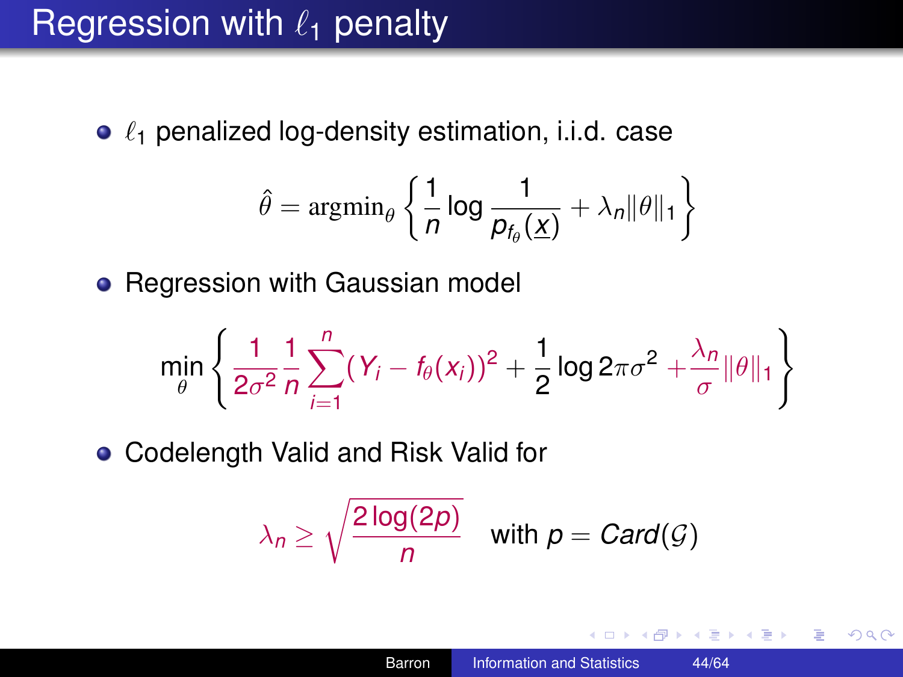# Regression with $\ell_1$ penalty

- $\ell_1$ penalized log-density estimation, i.i.d. case

$$\hat{\theta} = \text{argmin}_{\theta} \left\{ \frac{1}{n} \log \frac{1}{p_{f_\theta}(\underline{x})} + \lambda_n \|\theta\|_1 \right\}$$

- Regression with Gaussian model

$$\min_{\theta} \left\{ \frac{1}{2\sigma^2} \frac{1}{n} \sum_{i=1}^{n} (Y_i - f_\theta(x_i))^2 + \frac{1}{2} \log 2\pi\sigma^2 + \frac{\lambda_n}{\sigma} \|\theta\|_1 \right\}$$

- Codelength Valid and Risk Valid for

$$\lambda_n \geq \sqrt{\frac{2\log(2p)}{n}} \quad \text{with } p = Card(\mathcal{G})$$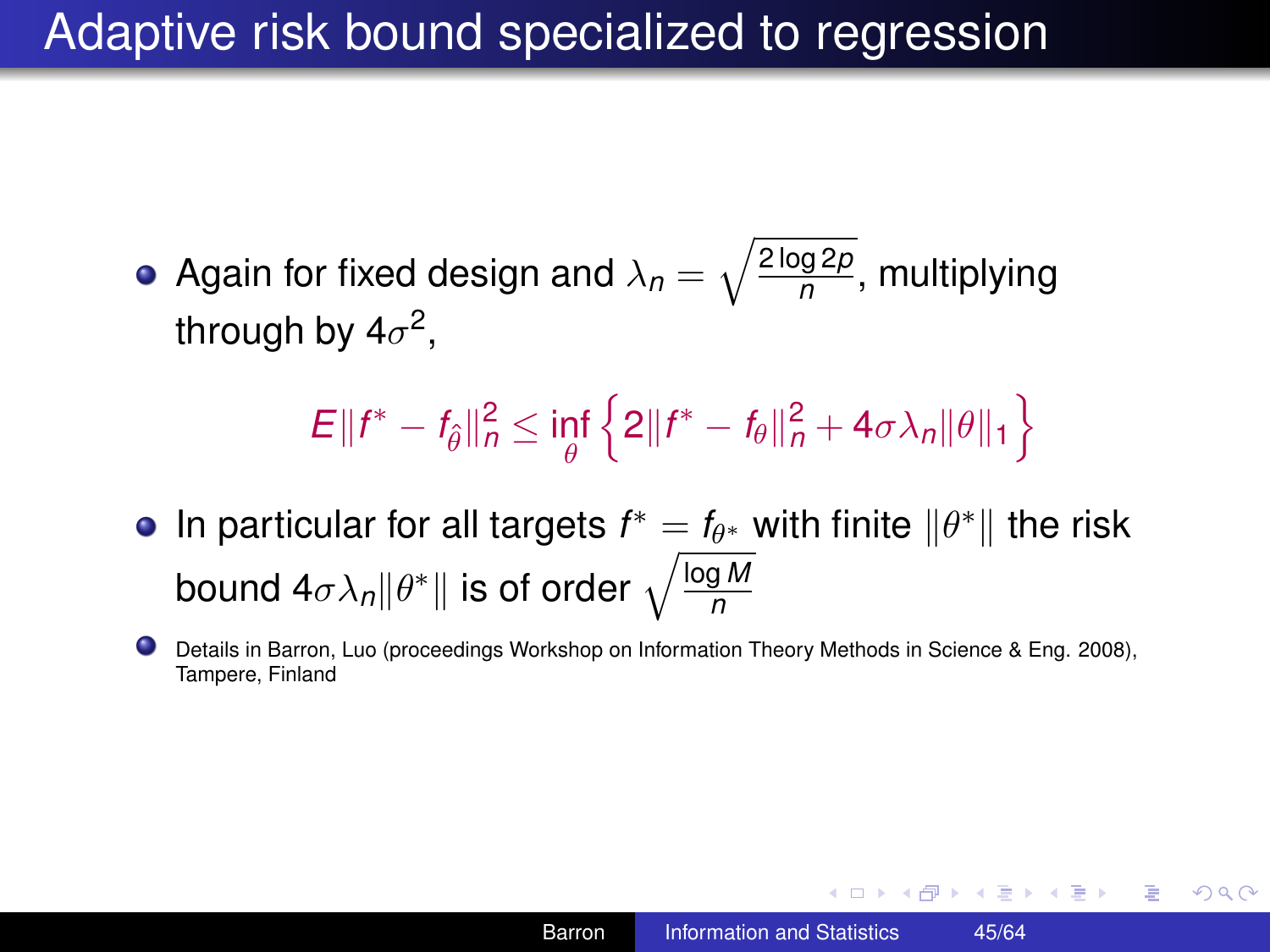# Adaptive risk bound specialized to regression

- Again for fixed design and $\lambda_n = \sqrt{\frac{2 \log 2p}{n}}$, multiplying through by $4\sigma^2$,

$$E\|f^* - f_{\hat{\theta}}\|_n^2 \leq \inf_{\theta} \left\{ 2\|f^* - f_\theta\|_n^2 + 4\sigma\lambda_n \|\theta\|_1 \right\}$$

- In particular for all targets $f^* = f_{\theta^*}$ with finite $\|\theta^*\|$ the risk bound $4\sigma\lambda_n\|\theta^*\|$ is of order $\sqrt{\frac{\log M}{n}}$
- Details in Barron, Luo (proceedings Workshop on Information Theory Methods in Science & Eng. 2008), Tampere, Finland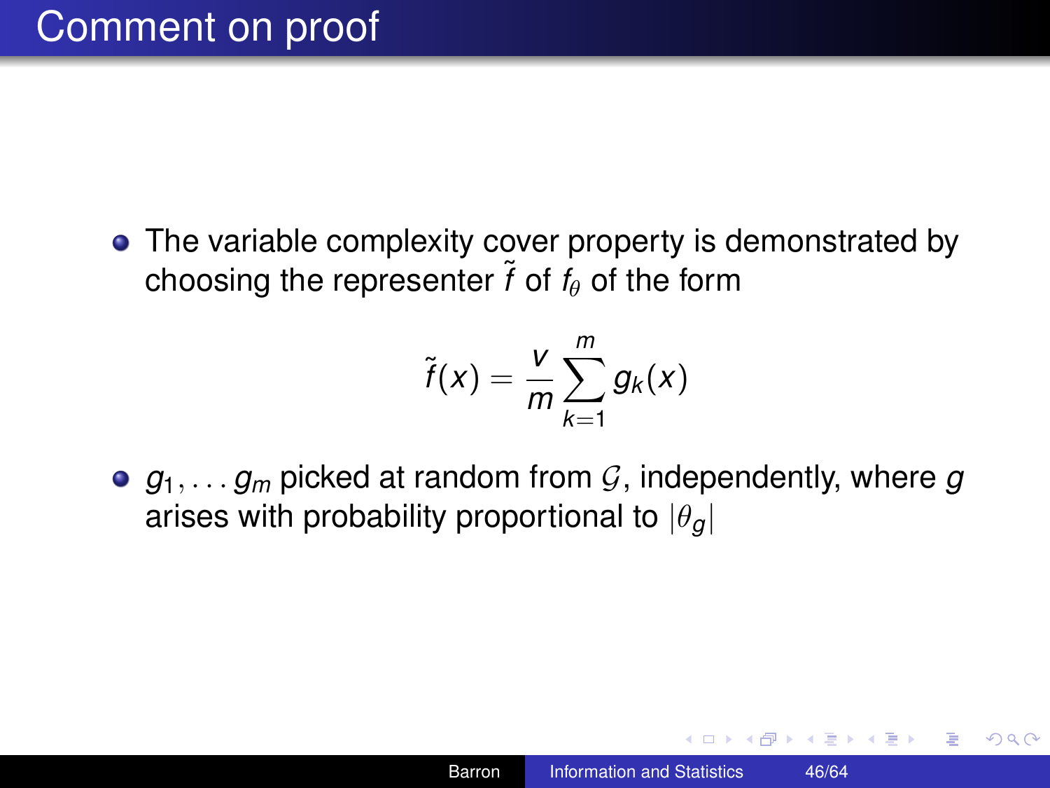# Comment on proof

- The variable complexity cover property is demonstrated by choosing the representer $\tilde{f}$ of $f_\theta$ of the form

$$\tilde{f}(x) = \frac{v}{m} \sum_{k=1}^{m} g_k(x)$$

- $g_1, \ldots g_m$ picked at random from $\mathcal{G}$, independently, where $g$ arises with probability proportional to $|\theta_g|$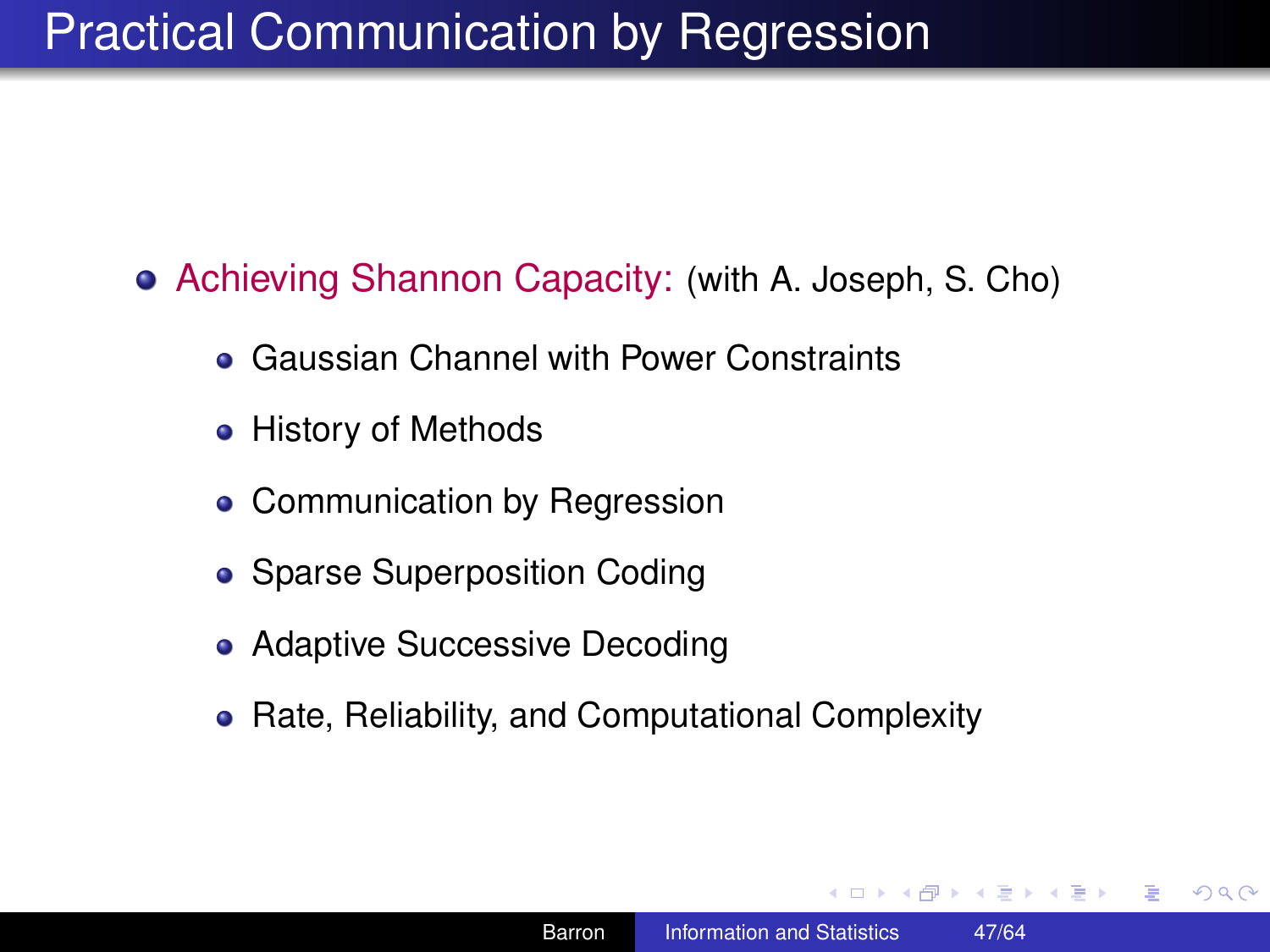# Practical Communication by Regression

- Achieving Shannon Capacity: (with A. Joseph, S. Cho)
  - Gaussian Channel with Power Constraints
  - History of Methods
  - Communication by Regression
  - Sparse Superposition Coding
  - Adaptive Successive Decoding
  - Rate, Reliability, and Computational Complexity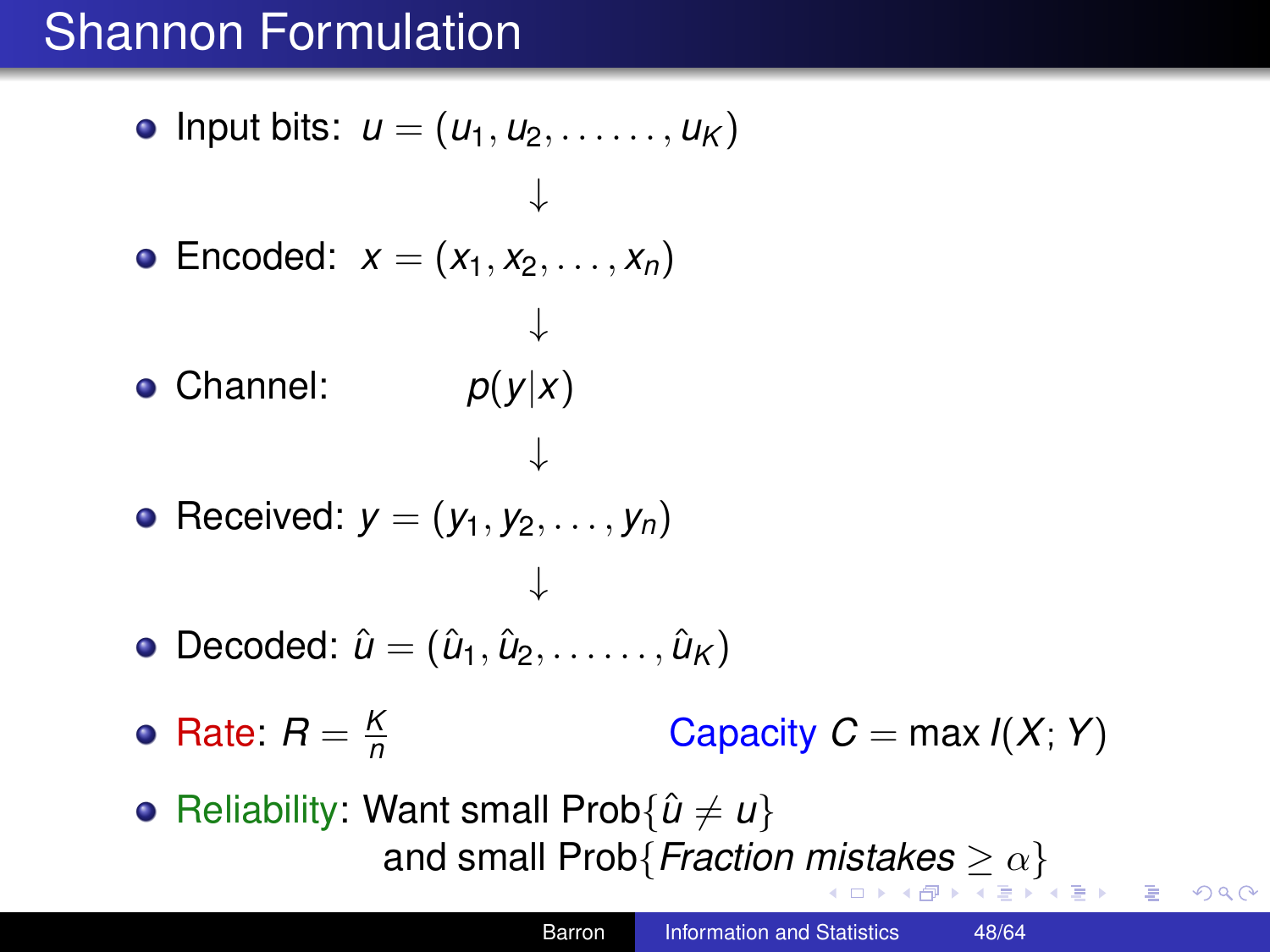# Shannon Formulation

- Input bits: $u = (u_1, u_2, \ldots\ldots, u_K)$

$$\downarrow$$

- Encoded: $x = (x_1, x_2, \ldots, x_n)$

$$\downarrow$$

- Channel: $p(y|x)$

$$\downarrow$$

- Received: $y = (y_1, y_2, \ldots, y_n)$

$$\downarrow$$

- Decoded: $\hat{u} = (\hat{u}_1, \hat{u}_2, \ldots\ldots, \hat{u}_K)$

- Rate: $R = \frac{K}{n}$ Capacity $C = \max I(X;Y)$

- Reliability: Want small $\text{Prob}\{\hat{u} \neq u\}$
  and small $\text{Prob}\{\textit{Fraction mistakes} \geq \alpha\}$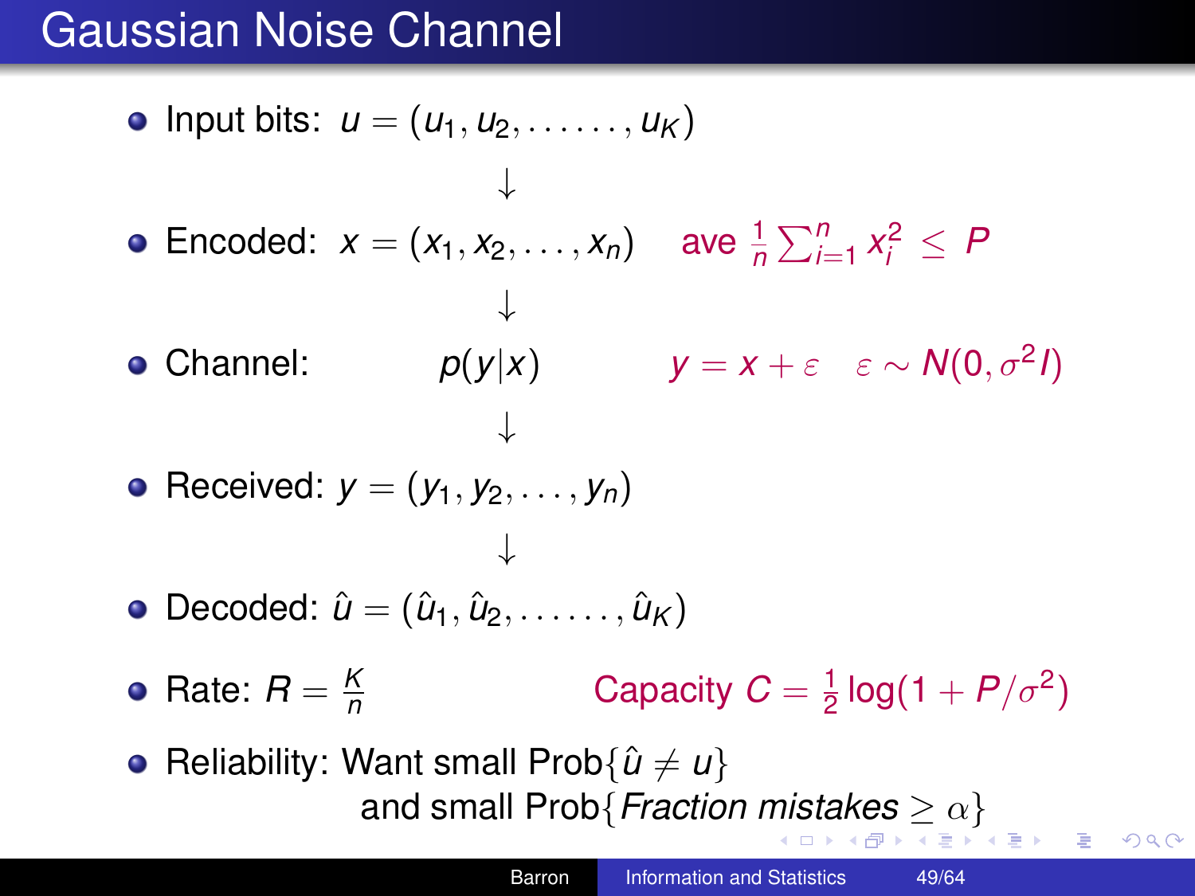# Gaussian Noise Channel

- Input bits: $u = (u_1, u_2, \ldots\ldots, u_K)$

$$\downarrow$$

- Encoded: $x = (x_1, x_2, \ldots, x_n)$ ave $\frac{1}{n}\sum_{i=1}^{n} x_i^2 \leq P$

$$\downarrow$$

- Channel: $p(y|x)$ $y = x + \varepsilon \quad \varepsilon \sim N(0, \sigma^2 I)$

$$\downarrow$$

- Received: $y = (y_1, y_2, \ldots, y_n)$

$$\downarrow$$

- Decoded: $\hat{u} = (\hat{u}_1, \hat{u}_2, \ldots\ldots, \hat{u}_K)$
- Rate: $R = \frac{K}{n}$ Capacity $C = \frac{1}{2}\log(1 + P/\sigma^2)$
- Reliability: Want small Prob$\{\hat{u} \neq u\}$
  and small Prob$\{$*Fraction mistakes* $\geq \alpha\}$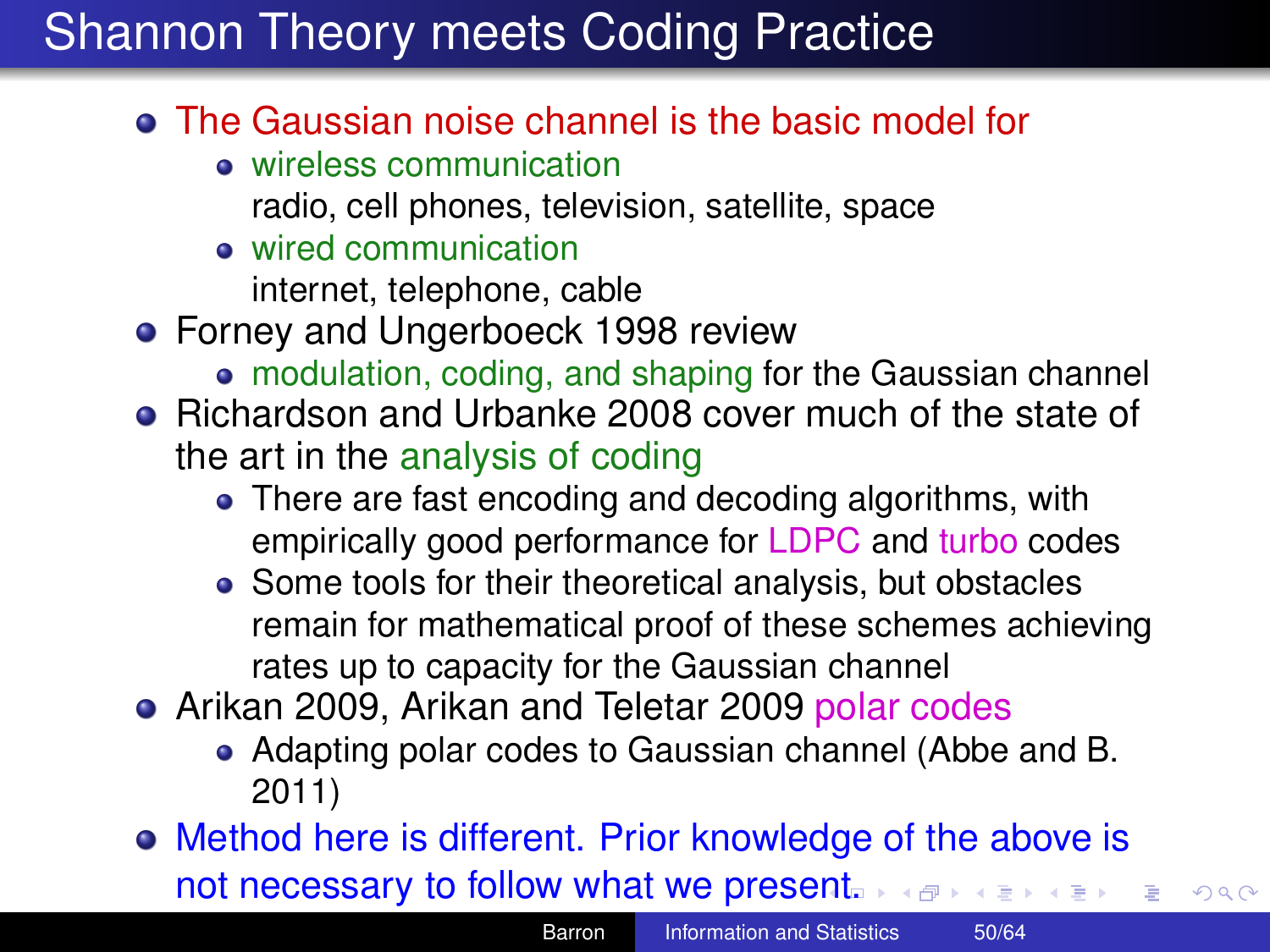# Shannon Theory meets Coding Practice

- The Gaussian noise channel is the basic model for
  - wireless communication
    radio, cell phones, television, satellite, space
  - wired communication
    internet, telephone, cable
- Forney and Ungerboeck 1998 review
  - modulation, coding, and shaping for the Gaussian channel
- Richardson and Urbanke 2008 cover much of the state of the art in the analysis of coding
  - There are fast encoding and decoding algorithms, with empirically good performance for LDPC and turbo codes
  - Some tools for their theoretical analysis, but obstacles remain for mathematical proof of these schemes achieving rates up to capacity for the Gaussian channel
- Arikan 2009, Arikan and Teletar 2009 polar codes
  - Adapting polar codes to Gaussian channel (Abbe and B. 2011)
- Method here is different. Prior knowledge of the above is not necessary to follow what we present.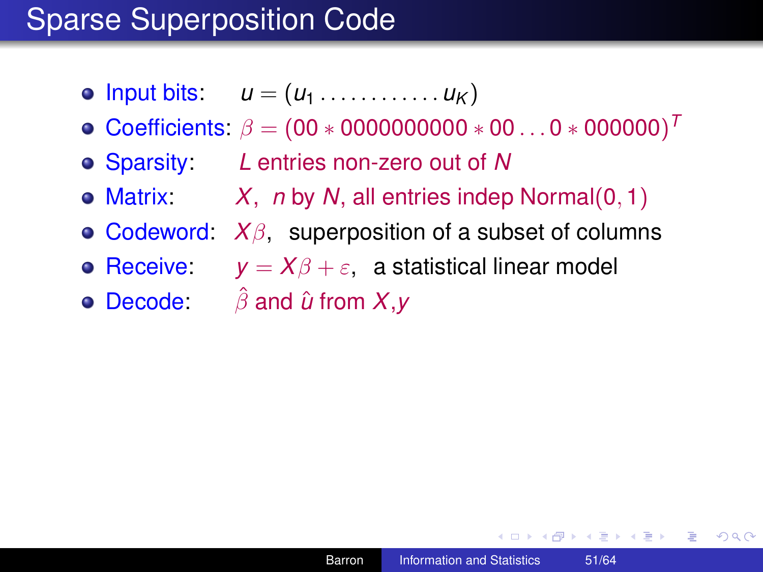# Sparse Superposition Code

- Input bits: $u = (u_1 \ldots\ldots\ldots\ldots u_K)$
- Coefficients: $\beta = (00 * 0000000000 * 00 \ldots 0 * 000000)^T$
- Sparsity: $L$ entries non-zero out of $N$
- Matrix: $X$, $n$ by $N$, all entries indep Normal$(0, 1)$
- Codeword: $X\beta$, superposition of a subset of columns
- Receive: $y = X\beta + \varepsilon$, a statistical linear model
- Decode: $\hat{\beta}$ and $\hat{u}$ from $X$,$y$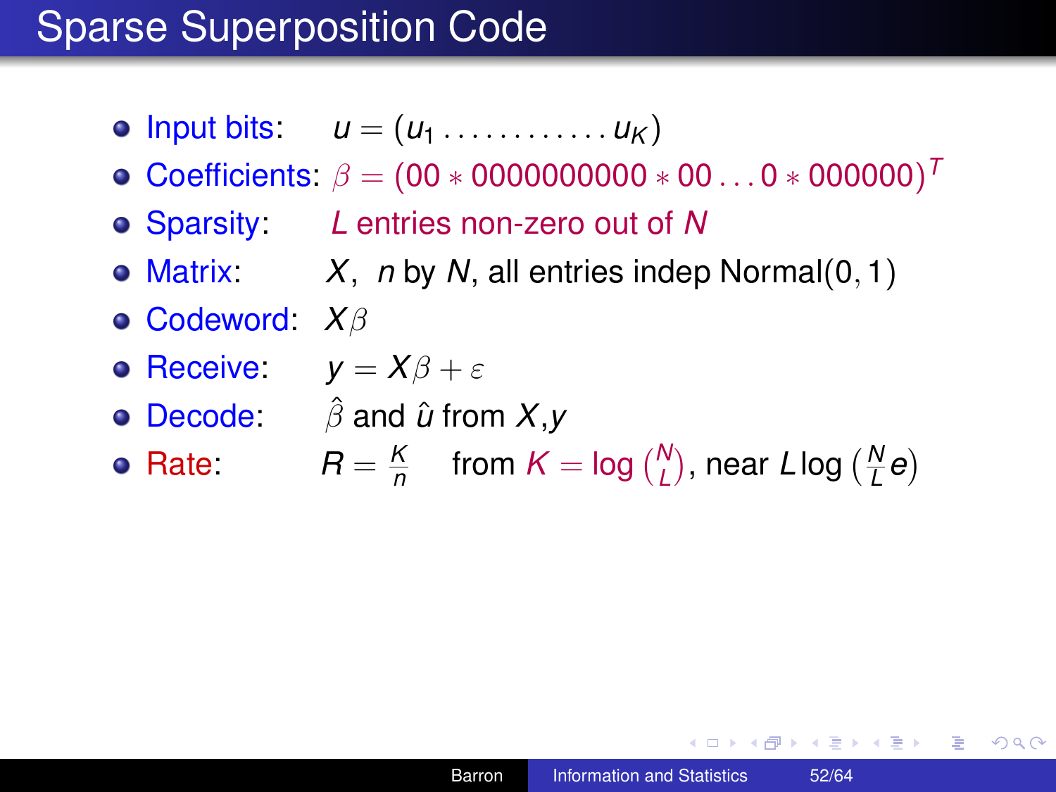# Sparse Superposition Code

- Input bits: $u = (u_1 \ldots\ldots\ldots\ldots u_K)$
- Coefficients: $\beta = (00 * 0000000000 * 00 \ldots 0 * 000000)^T$
- Sparsity: $L$ entries non-zero out of $N$
- Matrix: $X$, $n$ by $N$, all entries indep Normal$(0,1)$
- Codeword: $X\beta$
- Receive: $y = X\beta + \varepsilon$
- Decode: $\hat{\beta}$ and $\hat{u}$ from $X$,$y$
- Rate: $R = \frac{K}{n}$ from $K = \log \binom{N}{L}$, near $L \log \left(\frac{N}{L} e\right)$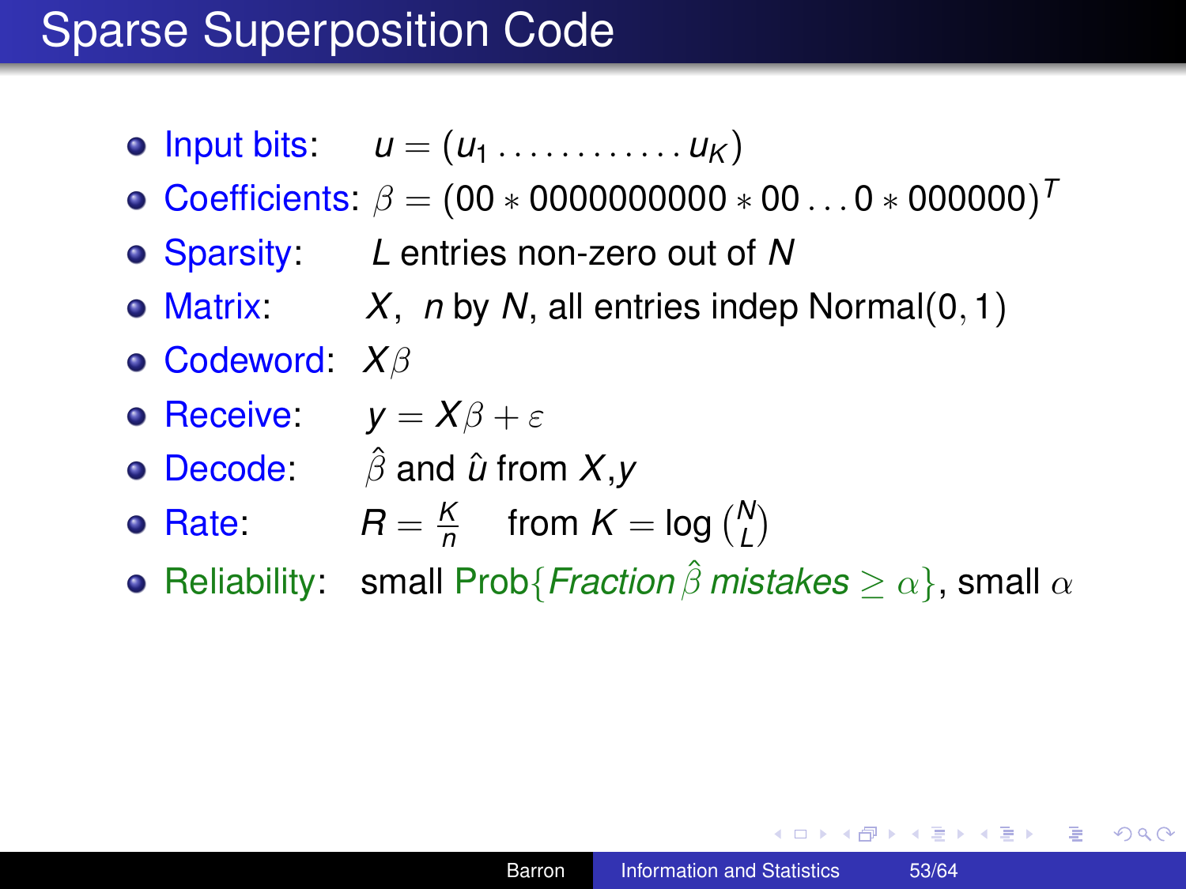# Sparse Superposition Code

- Input bits: $u = (u_1 \ldots\ldots\ldots\ldots u_K)$
- Coefficients: $\beta = (00 * 0000000000 * 00 \ldots 0 * 000000)^T$
- Sparsity: $L$ entries non-zero out of $N$
- Matrix: $X$, $n$ by $N$, all entries indep Normal$(0, 1)$
- Codeword: $X\beta$
- Receive: $y = X\beta + \varepsilon$
- Decode: $\hat{\beta}$ and $\hat{u}$ from $X$,$y$
- Rate: $R = \frac{K}{n}$ from $K = \log \binom{N}{L}$
- Reliability: small Prob$\{$*Fraction* $\hat{\beta}$ *mistakes* $\geq \alpha\}$, small $\alpha$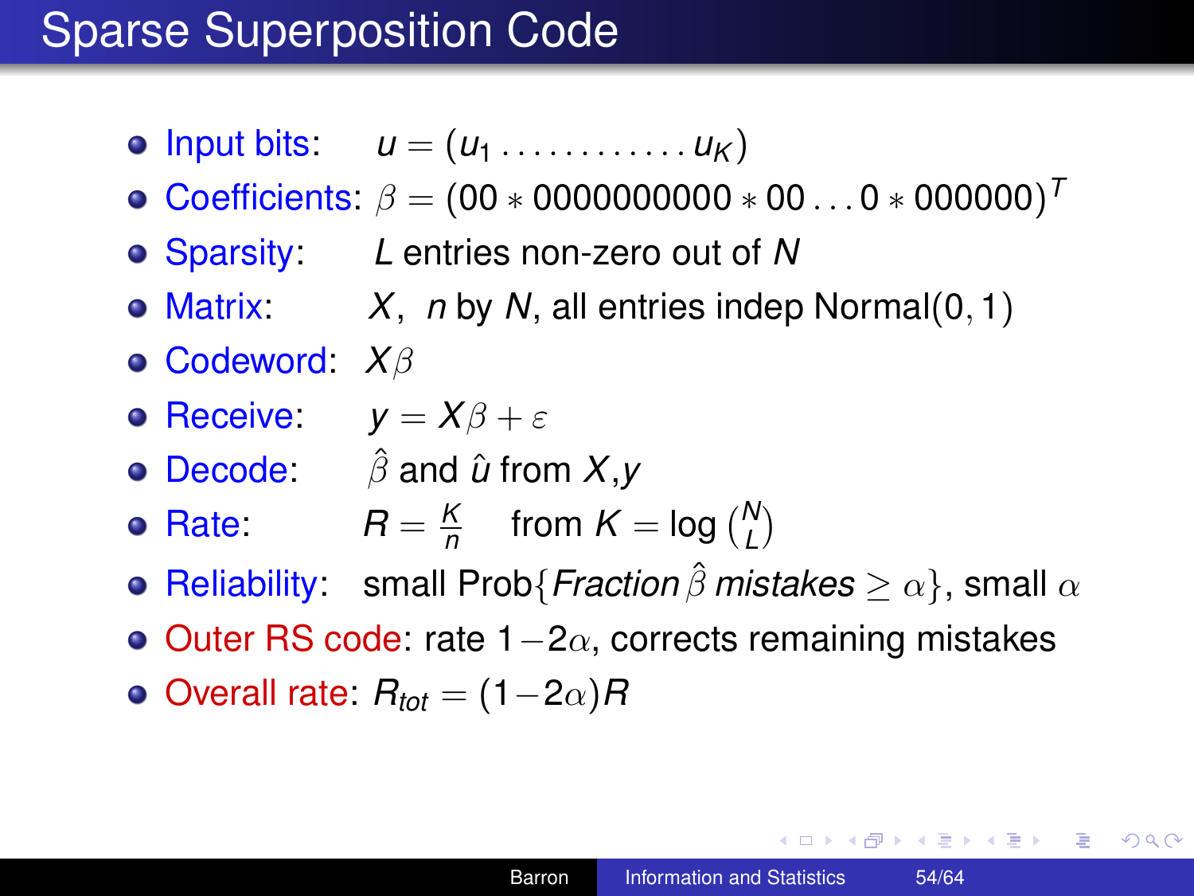# Sparse Superposition Code

- Input bits: $u = (u_1 \ldots\ldots\ldots\ldots u_K)$
- Coefficients: $\beta = (00 * 0000000000 * 00 \ldots 0 * 000000)^T$
- Sparsity: $L$ entries non-zero out of $N$
- Matrix: $X$, $n$ by $N$, all entries indep Normal$(0,1)$
- Codeword: $X\beta$
- Receive: $y = X\beta + \varepsilon$
- Decode: $\hat{\beta}$ and $\hat{u}$ from $X$,$y$
- Rate: $R = \frac{K}{n}$ from $K = \log \binom{N}{L}$
- Reliability: small Prob$\{$*Fraction* $\hat{\beta}$ *mistakes* $\geq \alpha\}$, small $\alpha$
- Outer RS code: rate $1-2\alpha$, corrects remaining mistakes
- Overall rate: $R_{tot} = (1-2\alpha)R$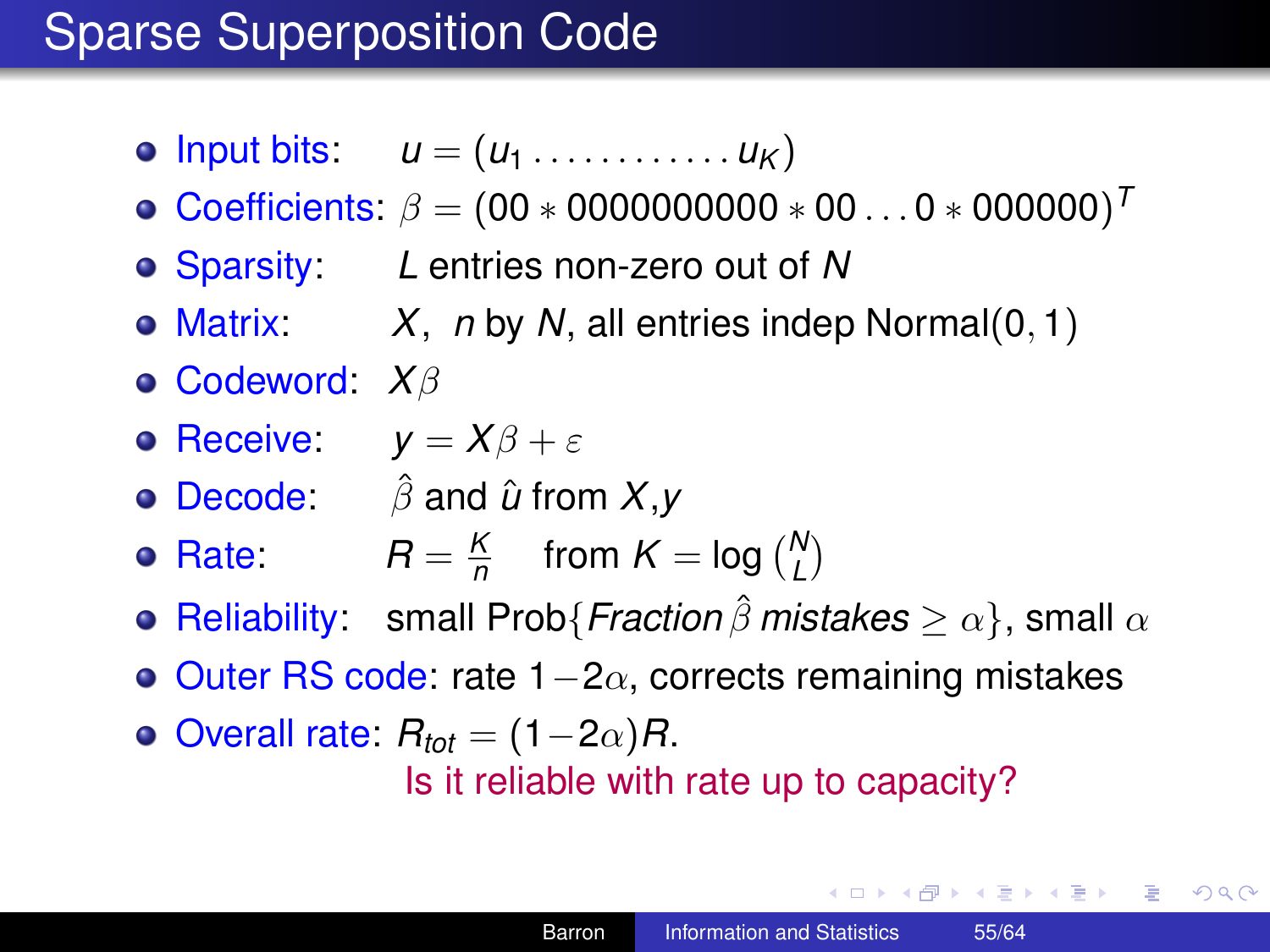# Sparse Superposition Code

- Input bits: $u = (u_1 \ldots\ldots\ldots\ldots u_K)$
- Coefficients: $\beta = (00 * 0000000000 * 00 \ldots 0 * 000000)^T$
- Sparsity: $L$ entries non-zero out of $N$
- Matrix: $X$, $n$ by $N$, all entries indep Normal$(0, 1)$
- Codeword: $X\beta$
- Receive: $y = X\beta + \varepsilon$
- Decode: $\hat{\beta}$ and $\hat{u}$ from $X$,$y$
- Rate: $R = \frac{K}{n}$ from $K = \log \binom{N}{L}$
- Reliability: small Prob$\{$*Fraction* $\hat{\beta}$ *mistakes* $\geq \alpha\}$, small $\alpha$
- Outer RS code: rate $1-2\alpha$, corrects remaining mistakes
- Overall rate: $R_{tot} = (1-2\alpha)R$.

  Is it reliable with rate up to capacity?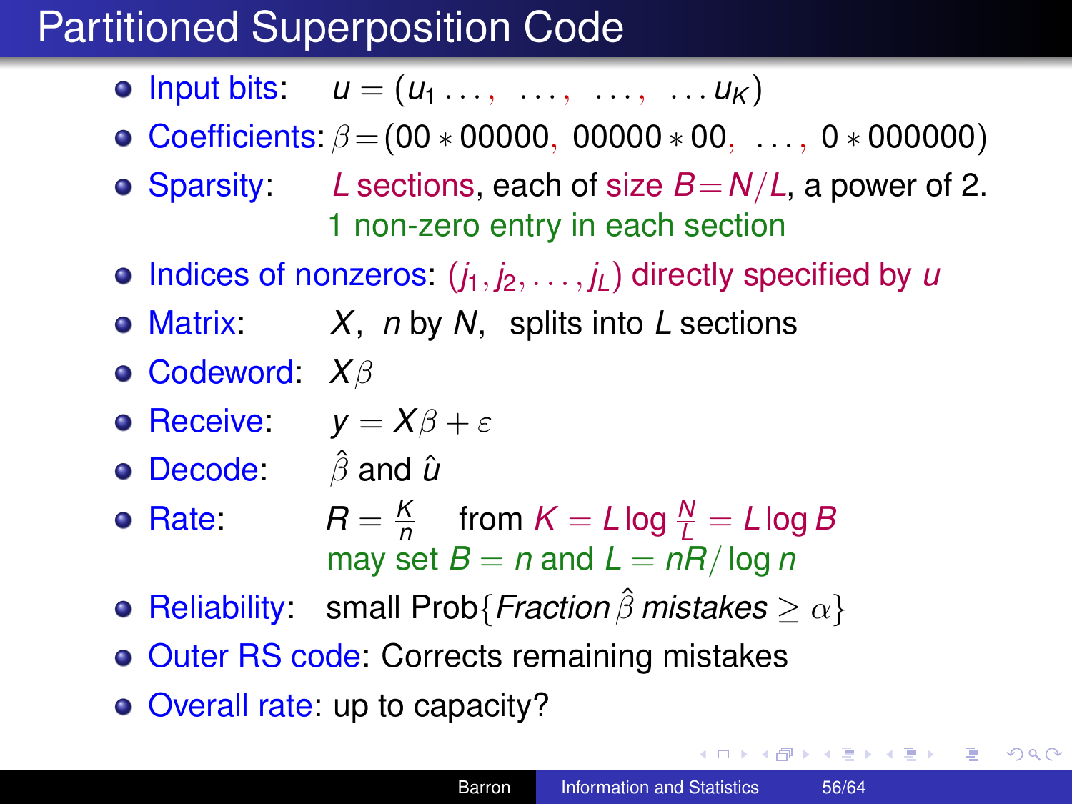# Partitioned Superposition Code

- Input bits: $u = (u_1 \ldots, \;\ldots, \;\ldots, \;\ldots u_K)$
- Coefficients: $\beta = (00*00000, \; 00000*00, \; \ldots, \; 0*000000)$
- Sparsity: $L$ sections, each of size $B = N/L$, a power of 2.
  1 non-zero entry in each section
- Indices of nonzeros: $(j_1, j_2, \ldots, j_L)$ directly specified by $u$
- Matrix: $X$, $n$ by $N$, splits into $L$ sections
- Codeword: $X\beta$
- Receive: $y = X\beta + \varepsilon$
- Decode: $\hat{\beta}$ and $\hat{u}$
- Rate: $R = \frac{K}{n}$ from $K = L \log \frac{N}{L} = L \log B$
  may set $B = n$ and $L = nR/\log n$
- Reliability: small Prob$\{$*Fraction* $\hat{\beta}$ *mistakes* $\geq \alpha\}$
- Outer RS code: Corrects remaining mistakes
- Overall rate: up to capacity?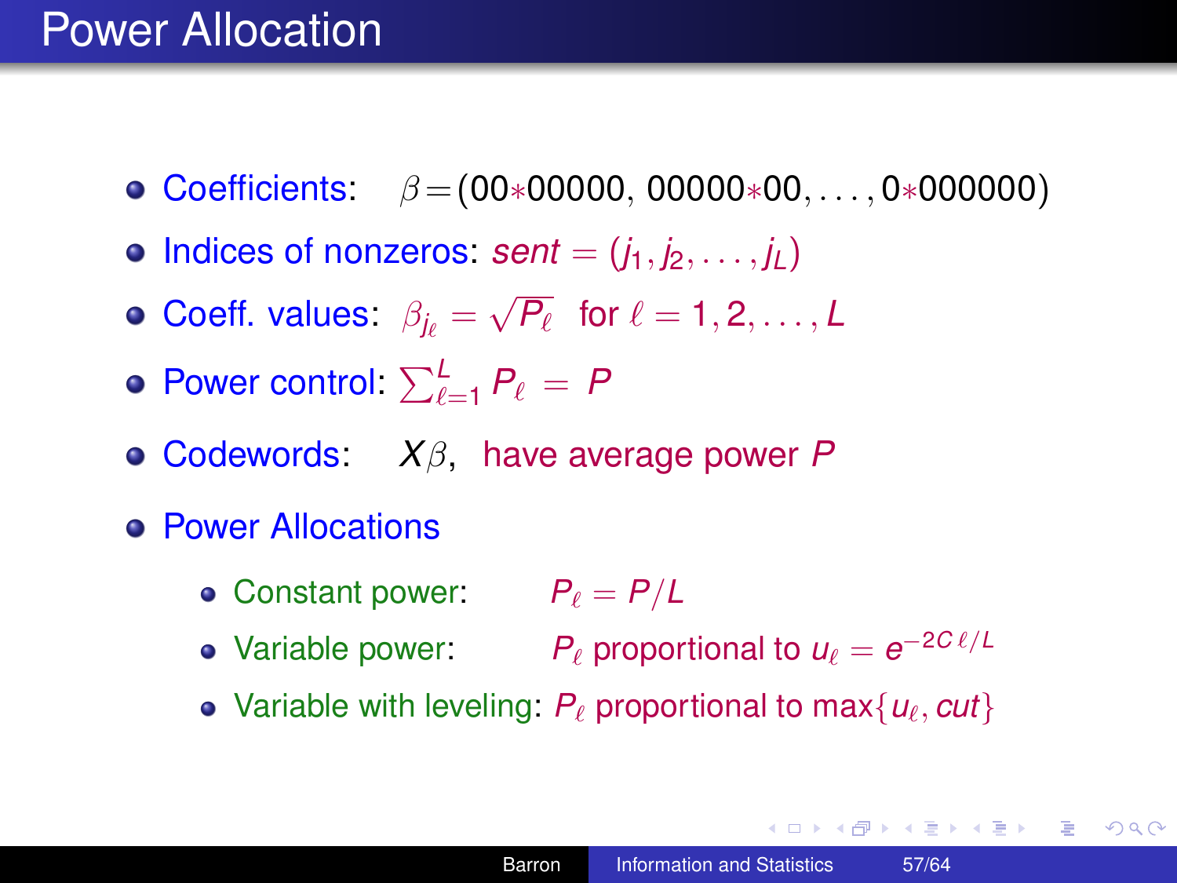# Power Allocation

- Coefficients: $\beta = (00{*}00000,\ 00000{*}00, \ldots, 0{*}000000)$
- Indices of nonzeros: $sent = (j_1, j_2, \ldots, j_L)$
- Coeff. values: $\beta_{j_\ell} = \sqrt{P_\ell}$ for $\ell = 1, 2, \ldots, L$
- Power control: $\sum_{\ell=1}^{L} P_\ell = P$
- Codewords: $X\beta$, have average power $P$
- Power Allocations
  - Constant power: $P_\ell = P/L$
  - Variable power: $P_\ell$ proportional to $u_\ell = e^{-2C\,\ell/L}$
  - Variable with leveling: $P_\ell$ proportional to $\max\{u_\ell, cut\}$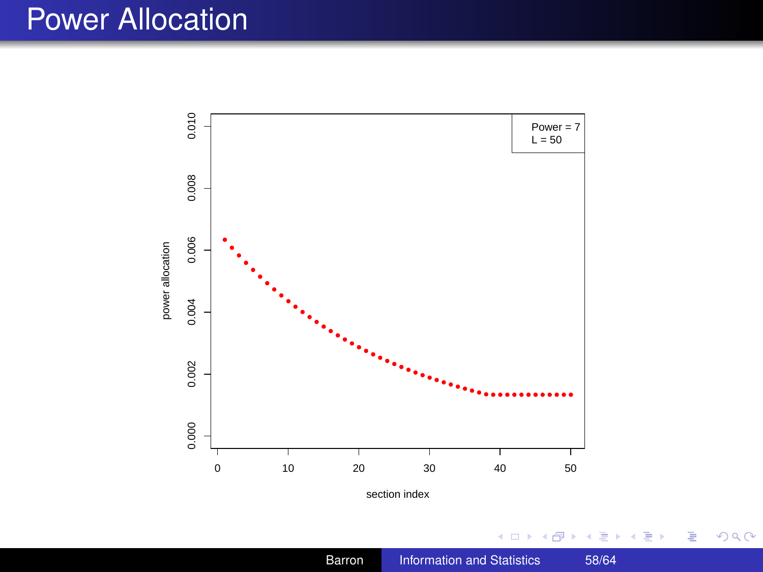# Power Allocation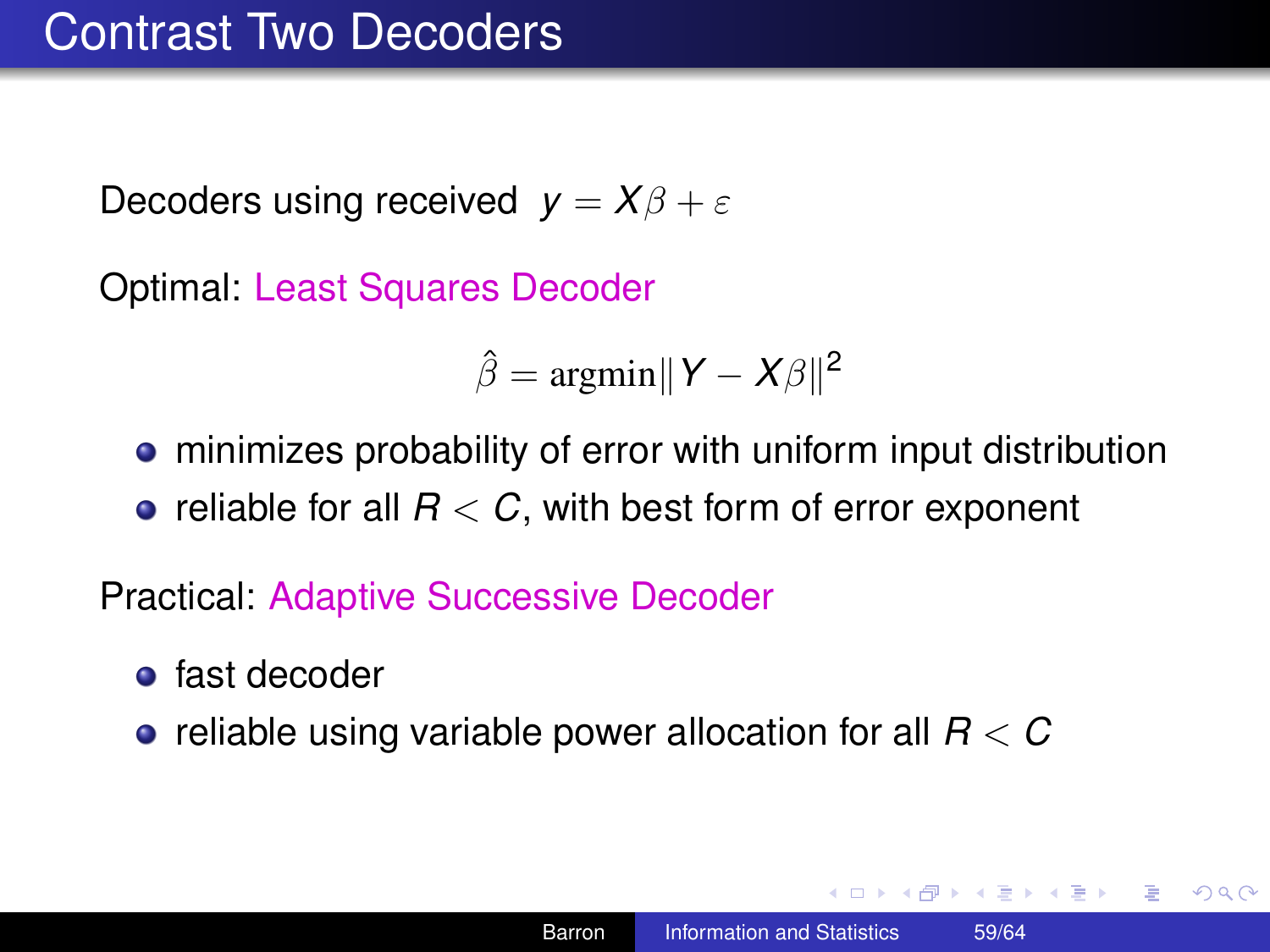# Contrast Two Decoders

Decoders using received $y = X\beta + \varepsilon$

Optimal: Least Squares Decoder

$$\hat{\beta} = \text{argmin}\|Y - X\beta\|^2$$

- minimizes probability of error with uniform input distribution
- reliable for all $R < C$, with best form of error exponent

Practical: Adaptive Successive Decoder

- fast decoder
- reliable using variable power allocation for all $R < C$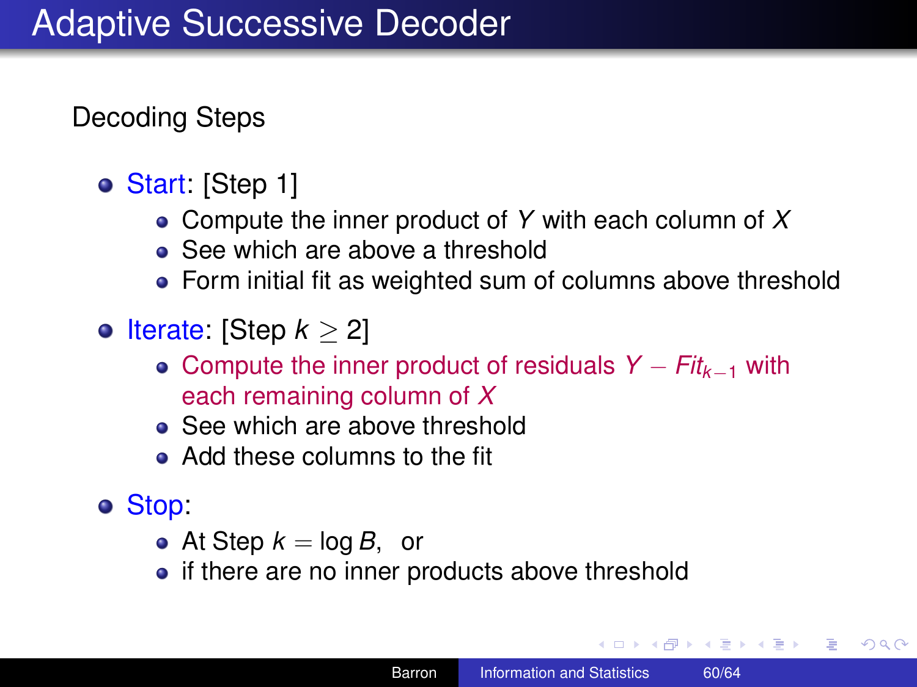# Adaptive Successive Decoder

Decoding Steps

- Start: [Step 1]
  - Compute the inner product of $Y$ with each column of $X$
  - See which are above a threshold
  - Form initial fit as weighted sum of columns above threshold
- Iterate: [Step $k \geq 2$]
  - Compute the inner product of residuals $Y - Fit_{k-1}$ with each remaining column of $X$
  - See which are above threshold
  - Add these columns to the fit
- Stop:
  - At Step $k = \log B$, or
  - if there are no inner products above threshold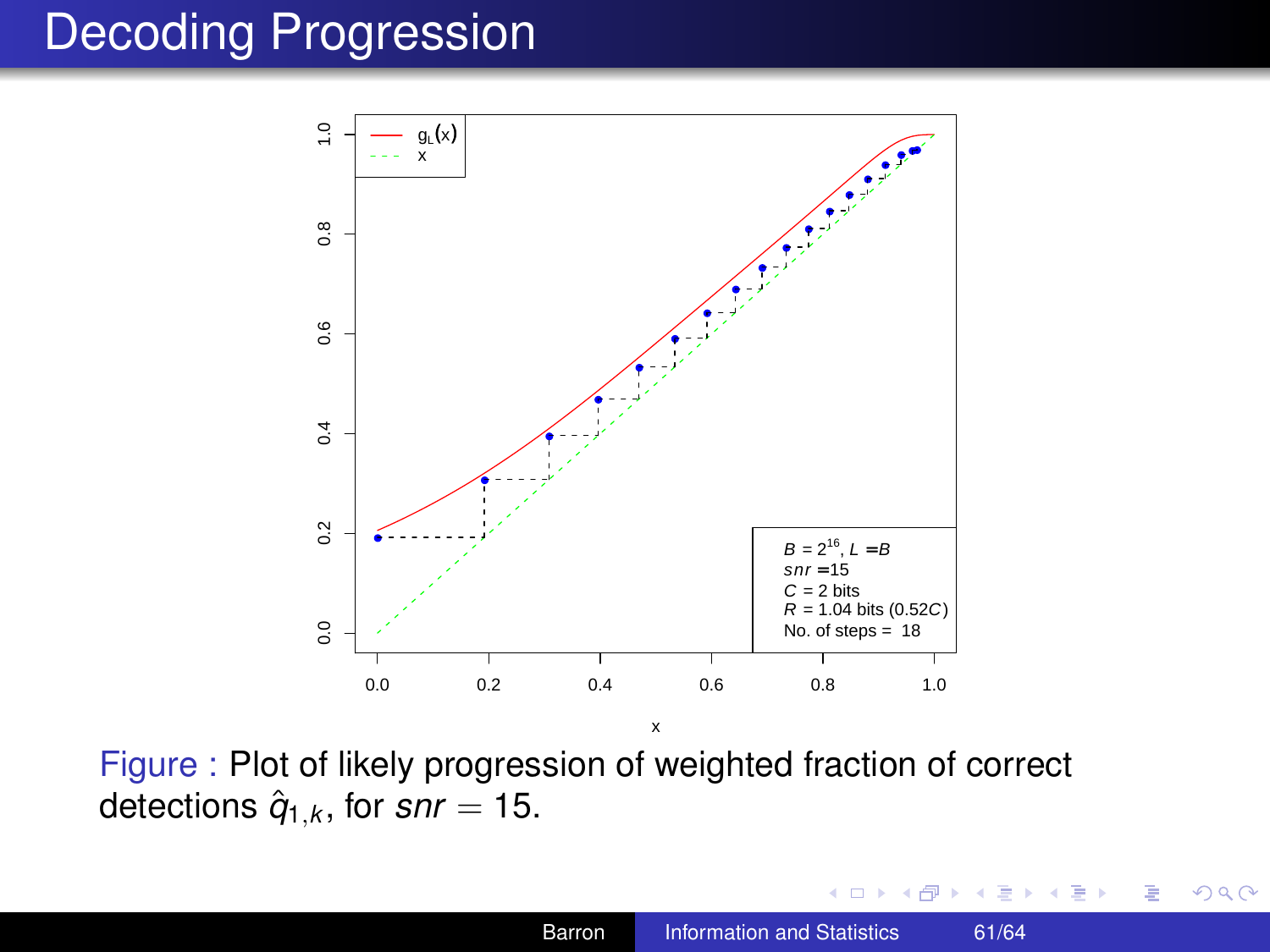# Decoding Progression

Figure : Plot of likely progression of weighted fraction of correct detections $\hat{q}_{1,k}$, for $snr = 15$.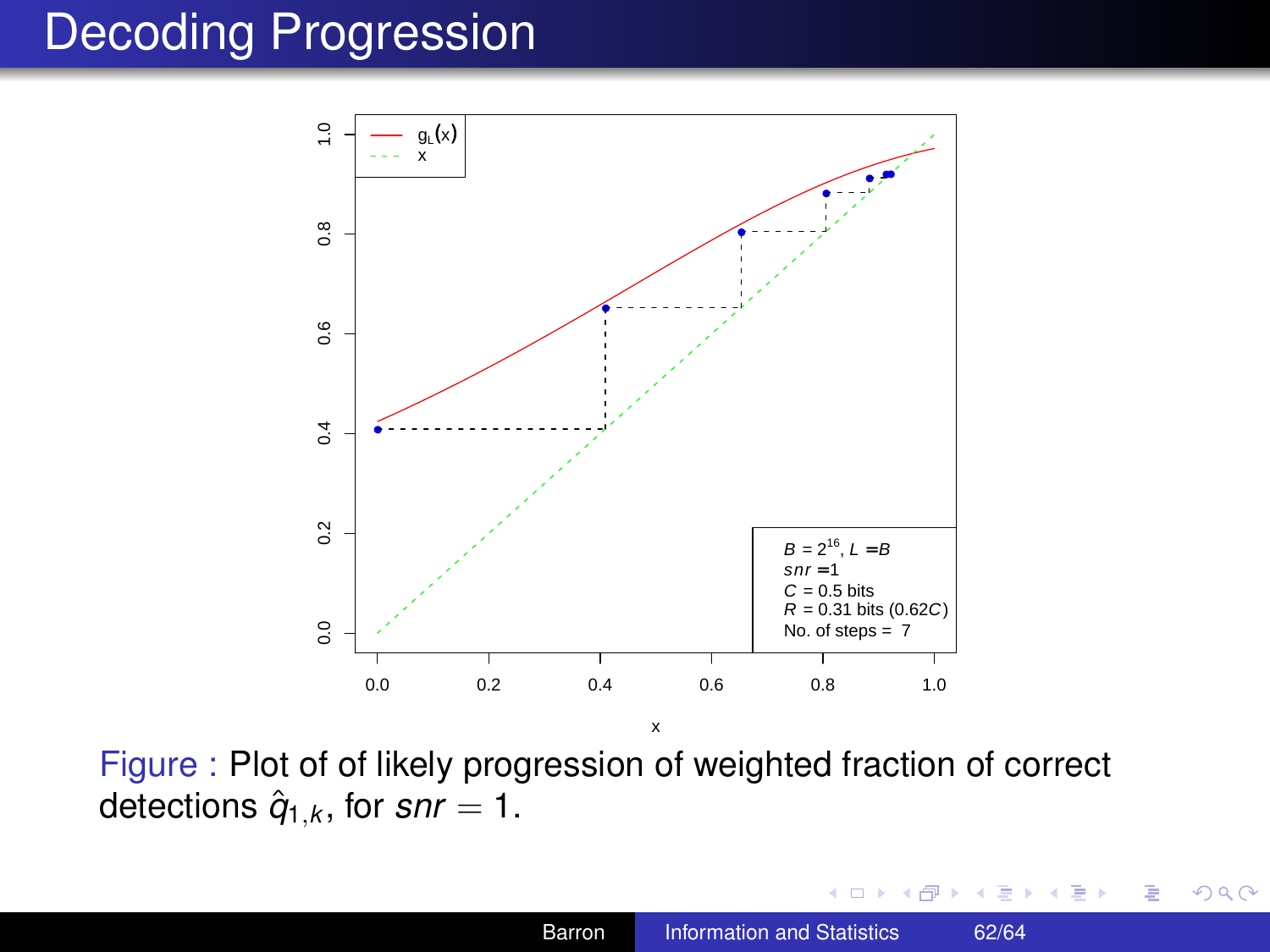# Decoding Progression

Figure : Plot of of likely progression of weighted fraction of correct detections $\hat{q}_{1,k}$, for $snr = 1$.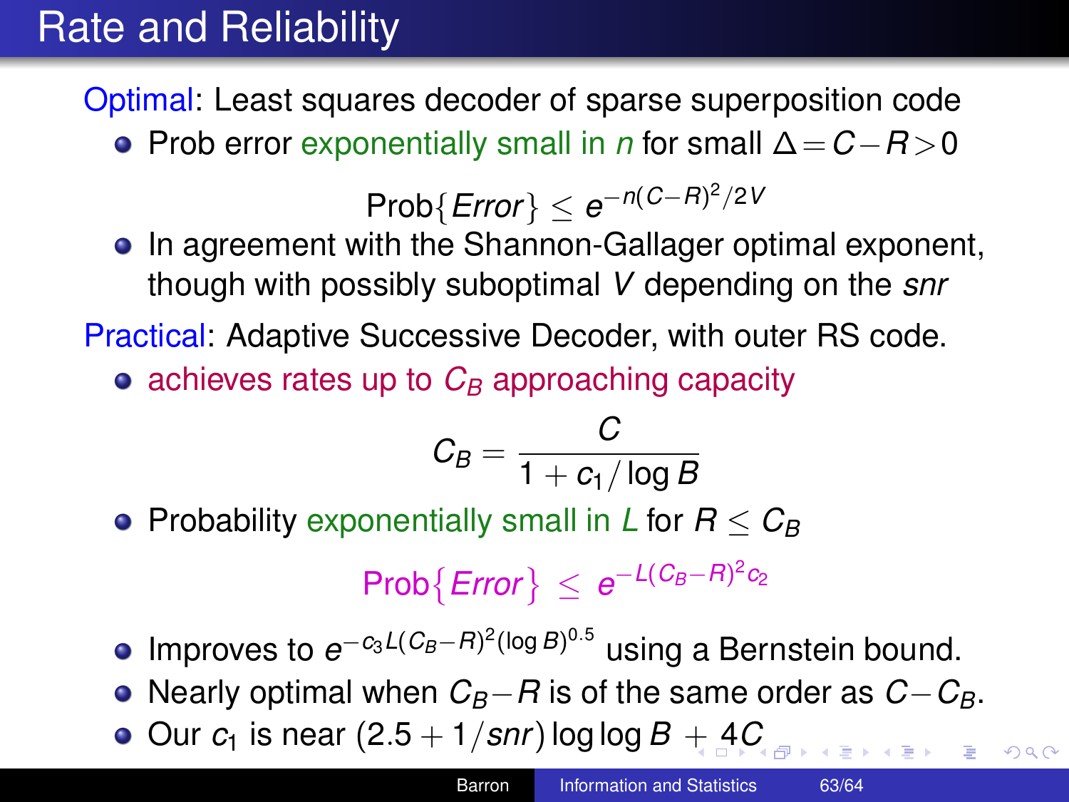# Rate and Reliability

Optimal: Least squares decoder of sparse superposition code

- Prob error exponentially small in $n$ for small $\Delta = C - R > 0$

$$\text{Prob}\{Error\} \leq e^{-n(C-R)^2/2V}$$

- In agreement with the Shannon-Gallager optimal exponent, though with possibly suboptimal $V$ depending on the *snr*

Practical: Adaptive Successive Decoder, with outer RS code.

- achieves rates up to $C_B$ approaching capacity

$$C_B = \frac{C}{1 + c_1/\log B}$$

- Probability exponentially small in $L$ for $R \leq C_B$

$$\text{Prob}\{Error\} \leq e^{-L(C_B - R)^2 c_2}$$

- Improves to $e^{-c_3 L (C_B - R)^2 (\log B)^{0.5}}$ using a Bernstein bound.
- Nearly optimal when $C_B - R$ is of the same order as $C - C_B$.
- Our $c_1$ is near $(2.5 + 1/snr) \log\log B + 4C$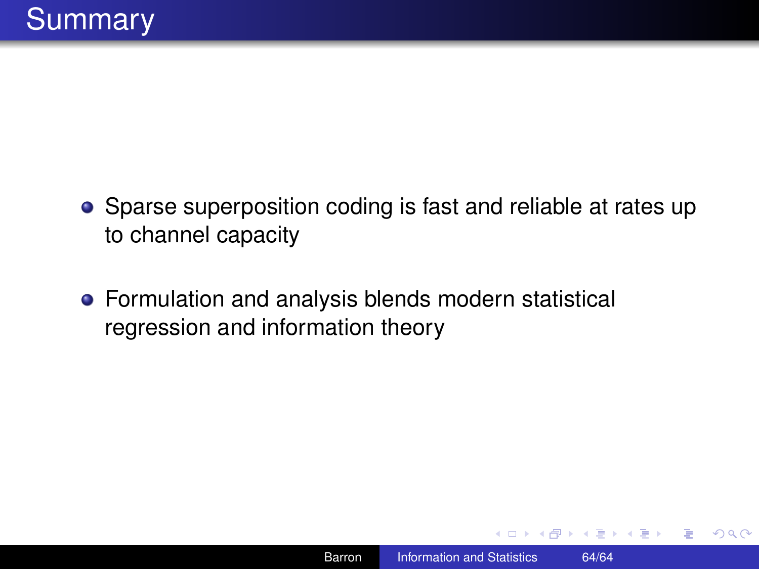# Summary

- Sparse superposition coding is fast and reliable at rates up to channel capacity
- Formulation and analysis blends modern statistical regression and information theory